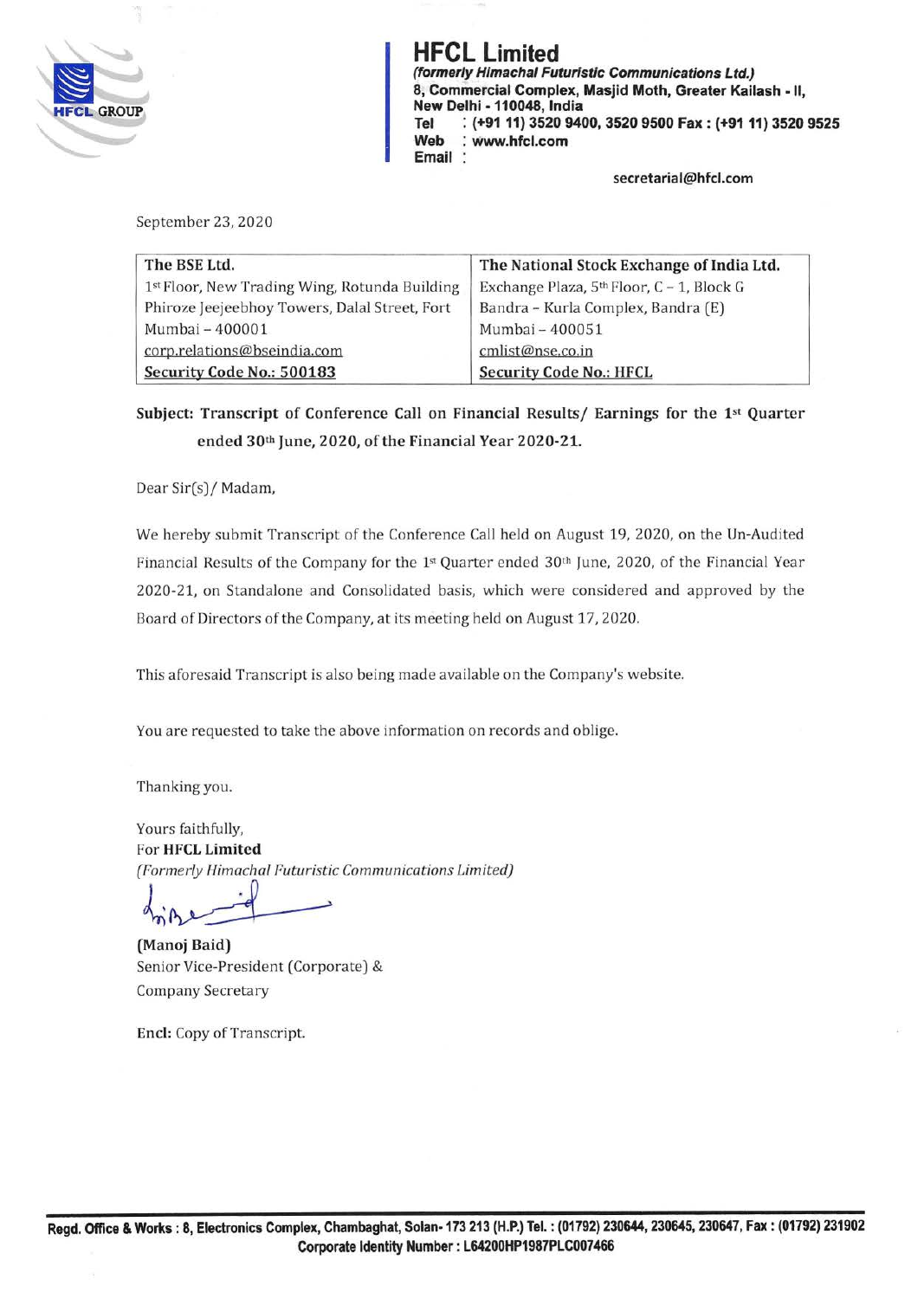**HFCL Limited**
*(formerly Himachal Futuristic Communications Ltd.)*
8, Commercial Complex, Masjid Moth, Greater Kailash - II,
New Delhi - 110048, India
Tel : (+91 11) 3520 9400, 3520 9500 Fax : (+91 11) 3520 9525
Web : www.hfcl.com
Email : secretarial@hfcl.com

September 23, 2020

| The BSE Ltd. | The National Stock Exchange of India Ltd. |
|---|---|
| 1st Floor, New Trading Wing, Rotunda Building | Exchange Plaza, 5th Floor, C – 1, Block G |
| Phiroze Jeejeebhoy Towers, Dalal Street, Fort | Bandra – Kurla Complex, Bandra (E) |
| Mumbai – 400001 | Mumbai – 400051 |
| corp.relations@bseindia.com | cmlist@nse.co.in |
| **Security Code No.: 500183** | **Security Code No.: HFCL** |

**Subject: Transcript of Conference Call on Financial Results/ Earnings for the 1st Quarter ended 30th June, 2020, of the Financial Year 2020-21.**

Dear Sir(s)/ Madam,

We hereby submit Transcript of the Conference Call held on August 19, 2020, on the Un-Audited Financial Results of the Company for the 1st Quarter ended 30th June, 2020, of the Financial Year 2020-21, on Standalone and Consolidated basis, which were considered and approved by the Board of Directors of the Company, at its meeting held on August 17, 2020.

This aforesaid Transcript is also being made available on the Company's website.

You are requested to take the above information on records and oblige.

Thanking you.

Yours faithfully,
For **HFCL Limited**
*(Formerly Himachal Futuristic Communications Limited)*

**(Manoj Baid)**
Senior Vice-President (Corporate) &
Company Secretary

**Encl:** Copy of Transcript.

**Regd. Office & Works : 8, Electronics Complex, Chambaghat, Solan- 173 213 (H.P.) Tel. : (01792) 230644, 230645, 230647, Fax : (01792) 231902**
**Corporate Identity Number : L64200HP1987PLC007466**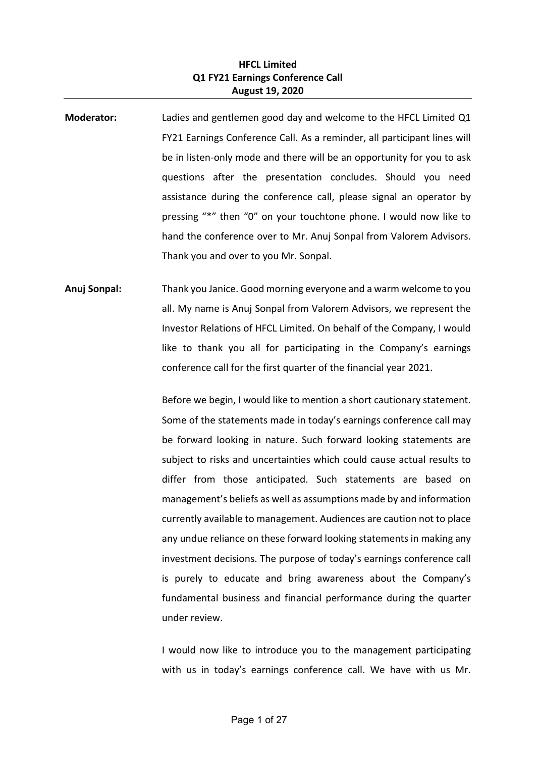**HFCL Limited**
**Q1 FY21 Earnings Conference Call**
**August 19, 2020**

---

**Moderator:** Ladies and gentlemen good day and welcome to the HFCL Limited Q1 FY21 Earnings Conference Call. As a reminder, all participant lines will be in listen-only mode and there will be an opportunity for you to ask questions after the presentation concludes. Should you need assistance during the conference call, please signal an operator by pressing "*" then "0" on your touchtone phone. I would now like to hand the conference over to Mr. Anuj Sonpal from Valorem Advisors. Thank you and over to you Mr. Sonpal.

**Anuj Sonpal:** Thank you Janice. Good morning everyone and a warm welcome to you all. My name is Anuj Sonpal from Valorem Advisors, we represent the Investor Relations of HFCL Limited. On behalf of the Company, I would like to thank you all for participating in the Company's earnings conference call for the first quarter of the financial year 2021.

Before we begin, I would like to mention a short cautionary statement. Some of the statements made in today's earnings conference call may be forward looking in nature. Such forward looking statements are subject to risks and uncertainties which could cause actual results to differ from those anticipated. Such statements are based on management's beliefs as well as assumptions made by and information currently available to management. Audiences are caution not to place any undue reliance on these forward looking statements in making any investment decisions. The purpose of today's earnings conference call is purely to educate and bring awareness about the Company's fundamental business and financial performance during the quarter under review.

I would now like to introduce you to the management participating with us in today's earnings conference call. We have with us Mr.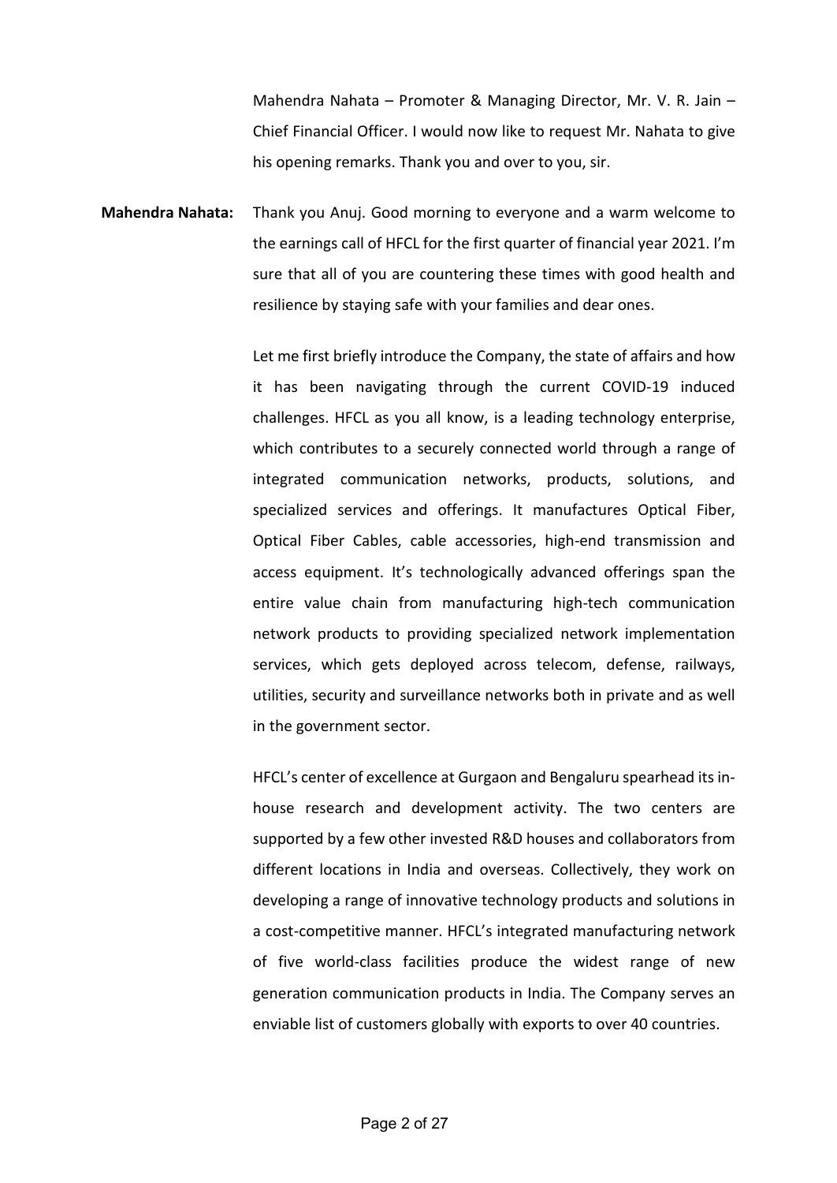Mahendra Nahata – Promoter & Managing Director, Mr. V. R. Jain – Chief Financial Officer. I would now like to request Mr. Nahata to give his opening remarks. Thank you and over to you, sir.

**Mahendra Nahata:** Thank you Anuj. Good morning to everyone and a warm welcome to the earnings call of HFCL for the first quarter of financial year 2021. I'm sure that all of you are countering these times with good health and resilience by staying safe with your families and dear ones.

Let me first briefly introduce the Company, the state of affairs and how it has been navigating through the current COVID-19 induced challenges. HFCL as you all know, is a leading technology enterprise, which contributes to a securely connected world through a range of integrated communication networks, products, solutions, and specialized services and offerings. It manufactures Optical Fiber, Optical Fiber Cables, cable accessories, high-end transmission and access equipment. It's technologically advanced offerings span the entire value chain from manufacturing high-tech communication network products to providing specialized network implementation services, which gets deployed across telecom, defense, railways, utilities, security and surveillance networks both in private and as well in the government sector.

HFCL's center of excellence at Gurgaon and Bengaluru spearhead its in-house research and development activity. The two centers are supported by a few other invested R&D houses and collaborators from different locations in India and overseas. Collectively, they work on developing a range of innovative technology products and solutions in a cost-competitive manner. HFCL's integrated manufacturing network of five world-class facilities produce the widest range of new generation communication products in India. The Company serves an enviable list of customers globally with exports to over 40 countries.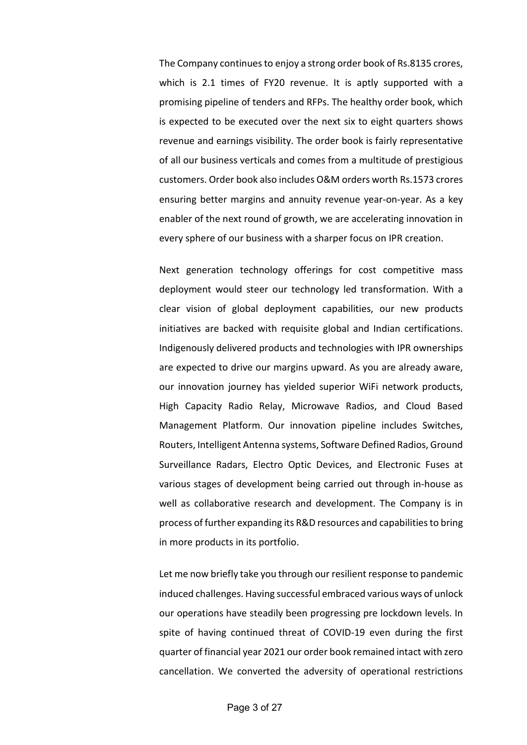The Company continues to enjoy a strong order book of Rs.8135 crores, which is 2.1 times of FY20 revenue. It is aptly supported with a promising pipeline of tenders and RFPs. The healthy order book, which is expected to be executed over the next six to eight quarters shows revenue and earnings visibility. The order book is fairly representative of all our business verticals and comes from a multitude of prestigious customers. Order book also includes O&M orders worth Rs.1573 crores ensuring better margins and annuity revenue year-on-year. As a key enabler of the next round of growth, we are accelerating innovation in every sphere of our business with a sharper focus on IPR creation.

Next generation technology offerings for cost competitive mass deployment would steer our technology led transformation. With a clear vision of global deployment capabilities, our new products initiatives are backed with requisite global and Indian certifications. Indigenously delivered products and technologies with IPR ownerships are expected to drive our margins upward. As you are already aware, our innovation journey has yielded superior WiFi network products, High Capacity Radio Relay, Microwave Radios, and Cloud Based Management Platform. Our innovation pipeline includes Switches, Routers, Intelligent Antenna systems, Software Defined Radios, Ground Surveillance Radars, Electro Optic Devices, and Electronic Fuses at various stages of development being carried out through in-house as well as collaborative research and development. The Company is in process of further expanding its R&D resources and capabilities to bring in more products in its portfolio.

Let me now briefly take you through our resilient response to pandemic induced challenges. Having successful embraced various ways of unlock our operations have steadily been progressing pre lockdown levels. In spite of having continued threat of COVID-19 even during the first quarter of financial year 2021 our order book remained intact with zero cancellation. We converted the adversity of operational restrictions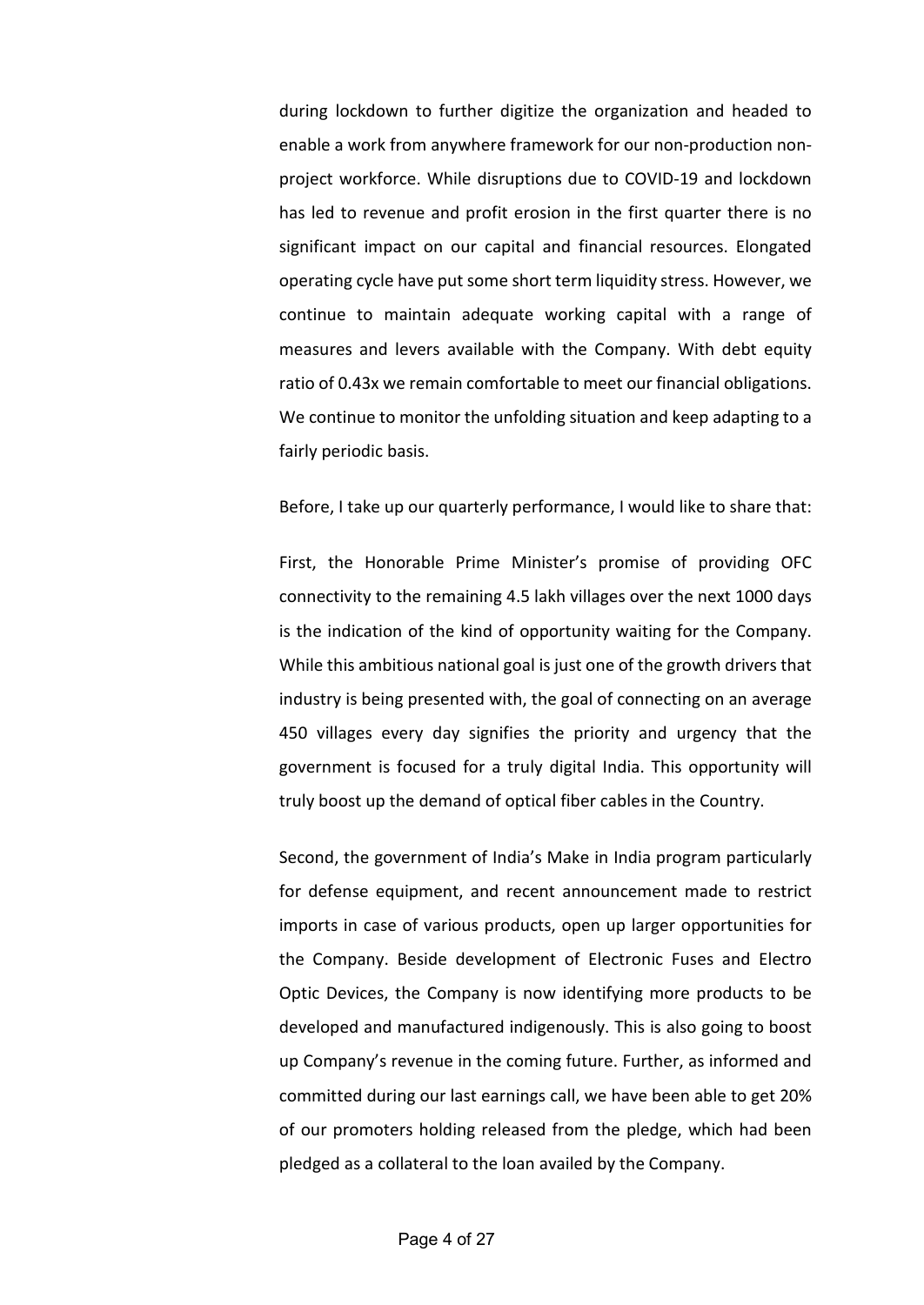during lockdown to further digitize the organization and headed to enable a work from anywhere framework for our non-production non-project workforce. While disruptions due to COVID-19 and lockdown has led to revenue and profit erosion in the first quarter there is no significant impact on our capital and financial resources. Elongated operating cycle have put some short term liquidity stress. However, we continue to maintain adequate working capital with a range of measures and levers available with the Company. With debt equity ratio of 0.43x we remain comfortable to meet our financial obligations. We continue to monitor the unfolding situation and keep adapting to a fairly periodic basis.

Before, I take up our quarterly performance, I would like to share that:

First, the Honorable Prime Minister's promise of providing OFC connectivity to the remaining 4.5 lakh villages over the next 1000 days is the indication of the kind of opportunity waiting for the Company. While this ambitious national goal is just one of the growth drivers that industry is being presented with, the goal of connecting on an average 450 villages every day signifies the priority and urgency that the government is focused for a truly digital India. This opportunity will truly boost up the demand of optical fiber cables in the Country.

Second, the government of India's Make in India program particularly for defense equipment, and recent announcement made to restrict imports in case of various products, open up larger opportunities for the Company. Beside development of Electronic Fuses and Electro Optic Devices, the Company is now identifying more products to be developed and manufactured indigenously. This is also going to boost up Company's revenue in the coming future. Further, as informed and committed during our last earnings call, we have been able to get 20% of our promoters holding released from the pledge, which had been pledged as a collateral to the loan availed by the Company.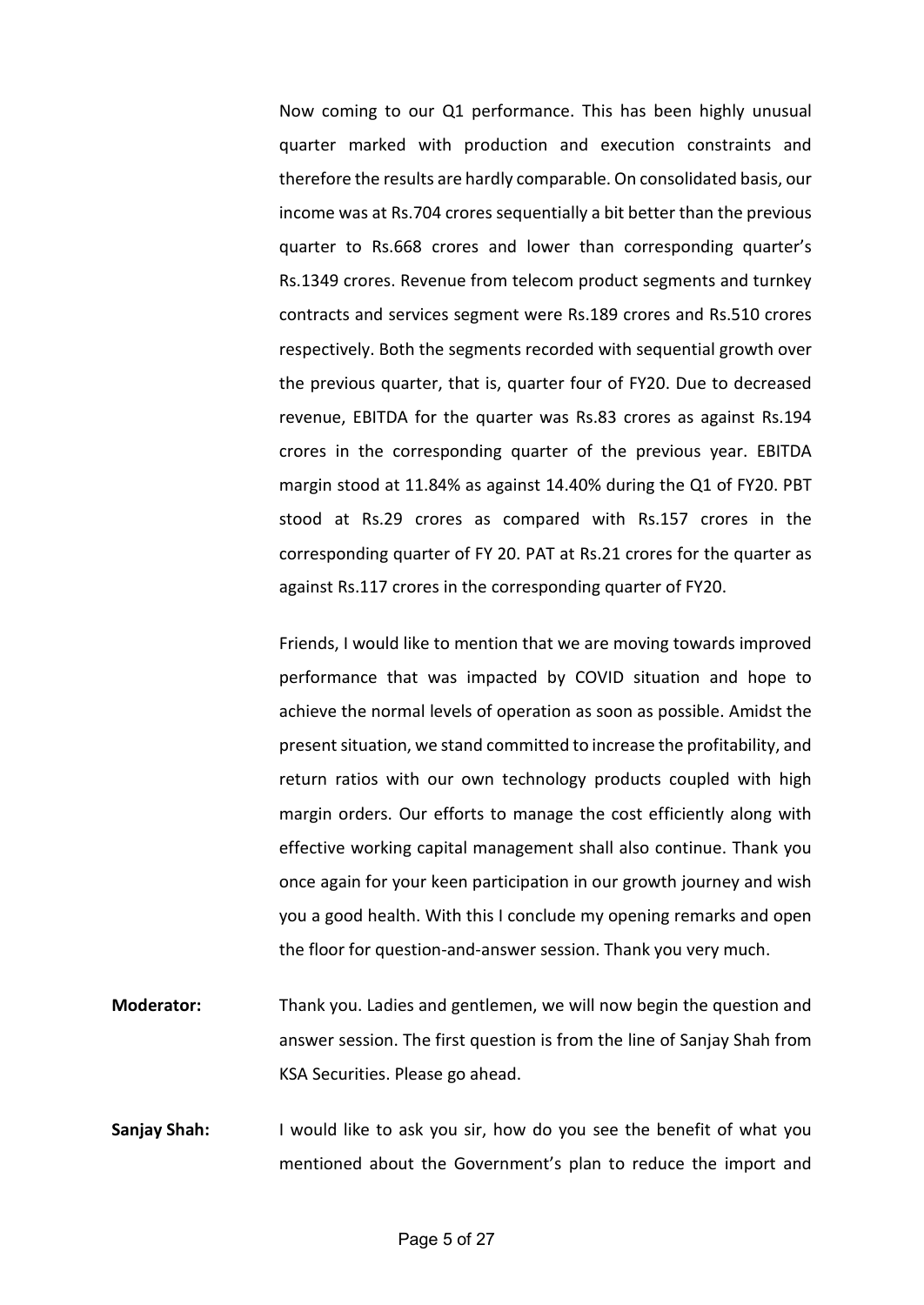Now coming to our Q1 performance. This has been highly unusual quarter marked with production and execution constraints and therefore the results are hardly comparable. On consolidated basis, our income was at Rs.704 crores sequentially a bit better than the previous quarter to Rs.668 crores and lower than corresponding quarter's Rs.1349 crores. Revenue from telecom product segments and turnkey contracts and services segment were Rs.189 crores and Rs.510 crores respectively. Both the segments recorded with sequential growth over the previous quarter, that is, quarter four of FY20. Due to decreased revenue, EBITDA for the quarter was Rs.83 crores as against Rs.194 crores in the corresponding quarter of the previous year. EBITDA margin stood at 11.84% as against 14.40% during the Q1 of FY20. PBT stood at Rs.29 crores as compared with Rs.157 crores in the corresponding quarter of FY 20. PAT at Rs.21 crores for the quarter as against Rs.117 crores in the corresponding quarter of FY20.

Friends, I would like to mention that we are moving towards improved performance that was impacted by COVID situation and hope to achieve the normal levels of operation as soon as possible. Amidst the present situation, we stand committed to increase the profitability, and return ratios with our own technology products coupled with high margin orders. Our efforts to manage the cost efficiently along with effective working capital management shall also continue. Thank you once again for your keen participation in our growth journey and wish you a good health. With this I conclude my opening remarks and open the floor for question-and-answer session. Thank you very much.

**Moderator:** Thank you. Ladies and gentlemen, we will now begin the question and answer session. The first question is from the line of Sanjay Shah from KSA Securities. Please go ahead.

**Sanjay Shah:** I would like to ask you sir, how do you see the benefit of what you mentioned about the Government's plan to reduce the import and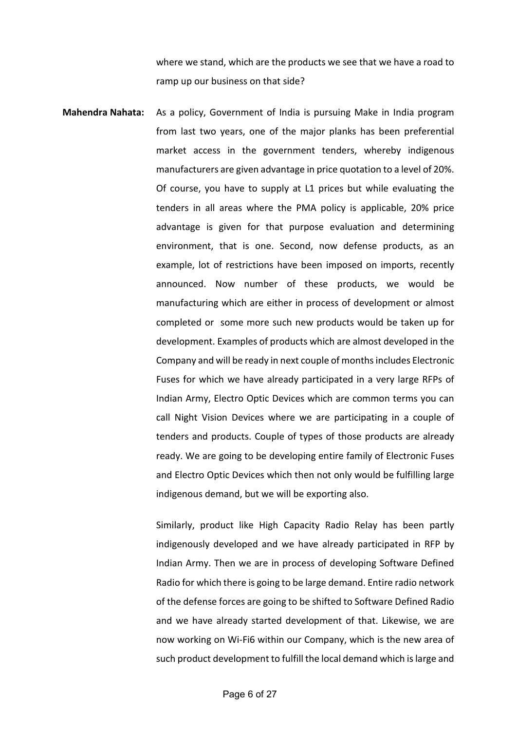where we stand, which are the products we see that we have a road to ramp up our business on that side?

**Mahendra Nahata:** As a policy, Government of India is pursuing Make in India program from last two years, one of the major planks has been preferential market access in the government tenders, whereby indigenous manufacturers are given advantage in price quotation to a level of 20%. Of course, you have to supply at L1 prices but while evaluating the tenders in all areas where the PMA policy is applicable, 20% price advantage is given for that purpose evaluation and determining environment, that is one. Second, now defense products, as an example, lot of restrictions have been imposed on imports, recently announced. Now number of these products, we would be manufacturing which are either in process of development or almost completed or some more such new products would be taken up for development. Examples of products which are almost developed in the Company and will be ready in next couple of months includes Electronic Fuses for which we have already participated in a very large RFPs of Indian Army, Electro Optic Devices which are common terms you can call Night Vision Devices where we are participating in a couple of tenders and products. Couple of types of those products are already ready. We are going to be developing entire family of Electronic Fuses and Electro Optic Devices which then not only would be fulfilling large indigenous demand, but we will be exporting also.

Similarly, product like High Capacity Radio Relay has been partly indigenously developed and we have already participated in RFP by Indian Army. Then we are in process of developing Software Defined Radio for which there is going to be large demand. Entire radio network of the defense forces are going to be shifted to Software Defined Radio and we have already started development of that. Likewise, we are now working on Wi-Fi6 within our Company, which is the new area of such product development to fulfill the local demand which is large and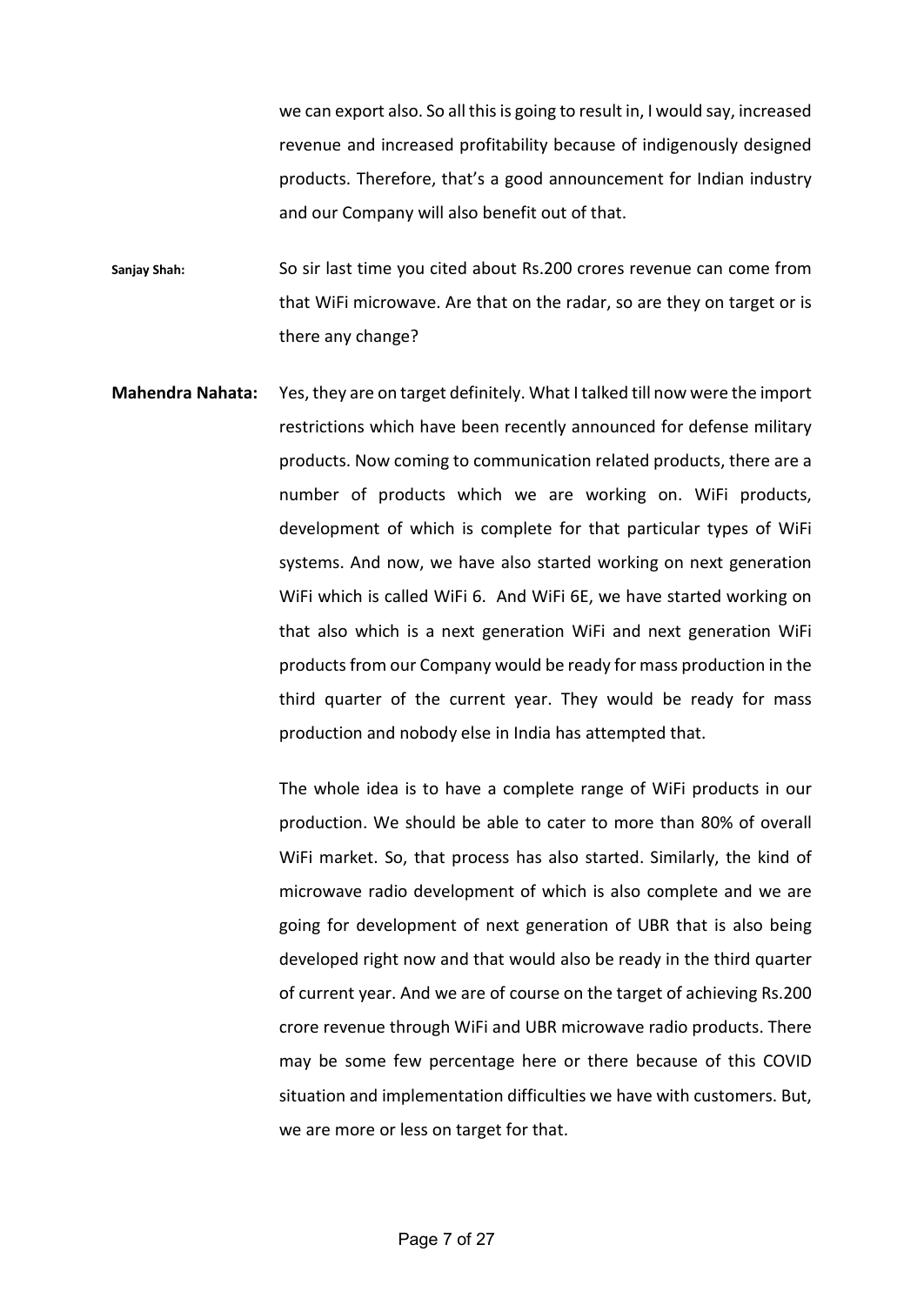we can export also. So all this is going to result in, I would say, increased revenue and increased profitability because of indigenously designed products. Therefore, that's a good announcement for Indian industry and our Company will also benefit out of that.

**Sanjay Shah:** So sir last time you cited about Rs.200 crores revenue can come from that WiFi microwave. Are that on the radar, so are they on target or is there any change?

**Mahendra Nahata:** Yes, they are on target definitely. What I talked till now were the import restrictions which have been recently announced for defense military products. Now coming to communication related products, there are a number of products which we are working on. WiFi products, development of which is complete for that particular types of WiFi systems. And now, we have also started working on next generation WiFi which is called WiFi 6. And WiFi 6E, we have started working on that also which is a next generation WiFi and next generation WiFi products from our Company would be ready for mass production in the third quarter of the current year. They would be ready for mass production and nobody else in India has attempted that.

The whole idea is to have a complete range of WiFi products in our production. We should be able to cater to more than 80% of overall WiFi market. So, that process has also started. Similarly, the kind of microwave radio development of which is also complete and we are going for development of next generation of UBR that is also being developed right now and that would also be ready in the third quarter of current year. And we are of course on the target of achieving Rs.200 crore revenue through WiFi and UBR microwave radio products. There may be some few percentage here or there because of this COVID situation and implementation difficulties we have with customers. But, we are more or less on target for that.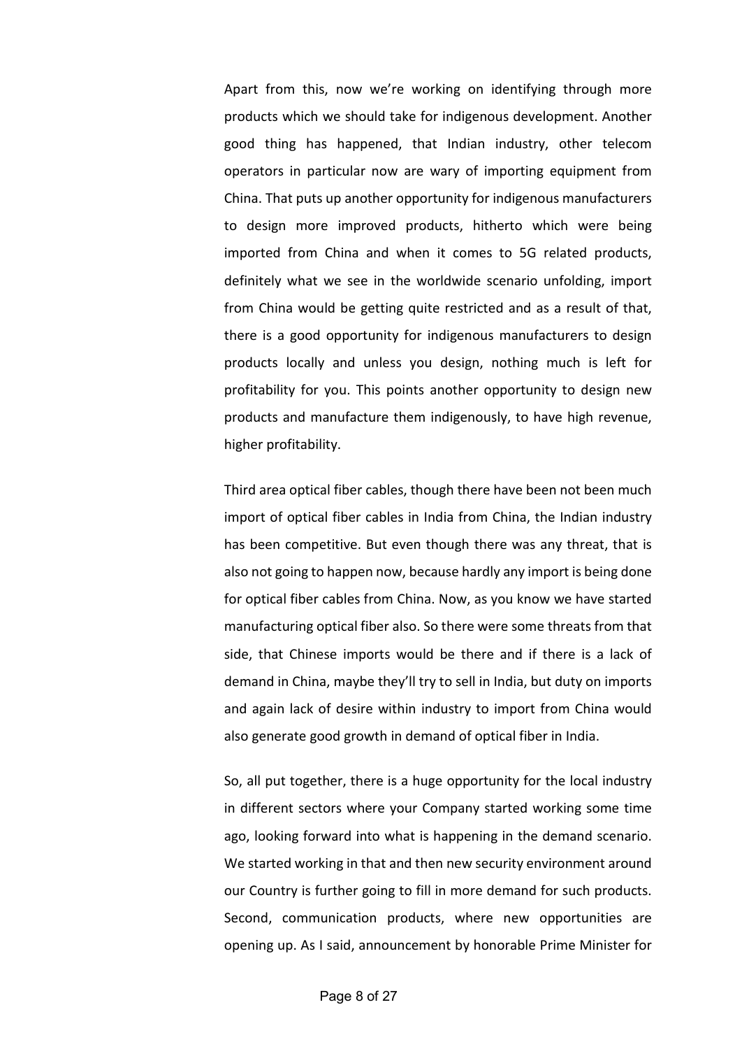Apart from this, now we're working on identifying through more products which we should take for indigenous development. Another good thing has happened, that Indian industry, other telecom operators in particular now are wary of importing equipment from China. That puts up another opportunity for indigenous manufacturers to design more improved products, hitherto which were being imported from China and when it comes to 5G related products, definitely what we see in the worldwide scenario unfolding, import from China would be getting quite restricted and as a result of that, there is a good opportunity for indigenous manufacturers to design products locally and unless you design, nothing much is left for profitability for you. This points another opportunity to design new products and manufacture them indigenously, to have high revenue, higher profitability.

Third area optical fiber cables, though there have been not been much import of optical fiber cables in India from China, the Indian industry has been competitive. But even though there was any threat, that is also not going to happen now, because hardly any import is being done for optical fiber cables from China. Now, as you know we have started manufacturing optical fiber also. So there were some threats from that side, that Chinese imports would be there and if there is a lack of demand in China, maybe they'll try to sell in India, but duty on imports and again lack of desire within industry to import from China would also generate good growth in demand of optical fiber in India.

So, all put together, there is a huge opportunity for the local industry in different sectors where your Company started working some time ago, looking forward into what is happening in the demand scenario. We started working in that and then new security environment around our Country is further going to fill in more demand for such products. Second, communication products, where new opportunities are opening up. As I said, announcement by honorable Prime Minister for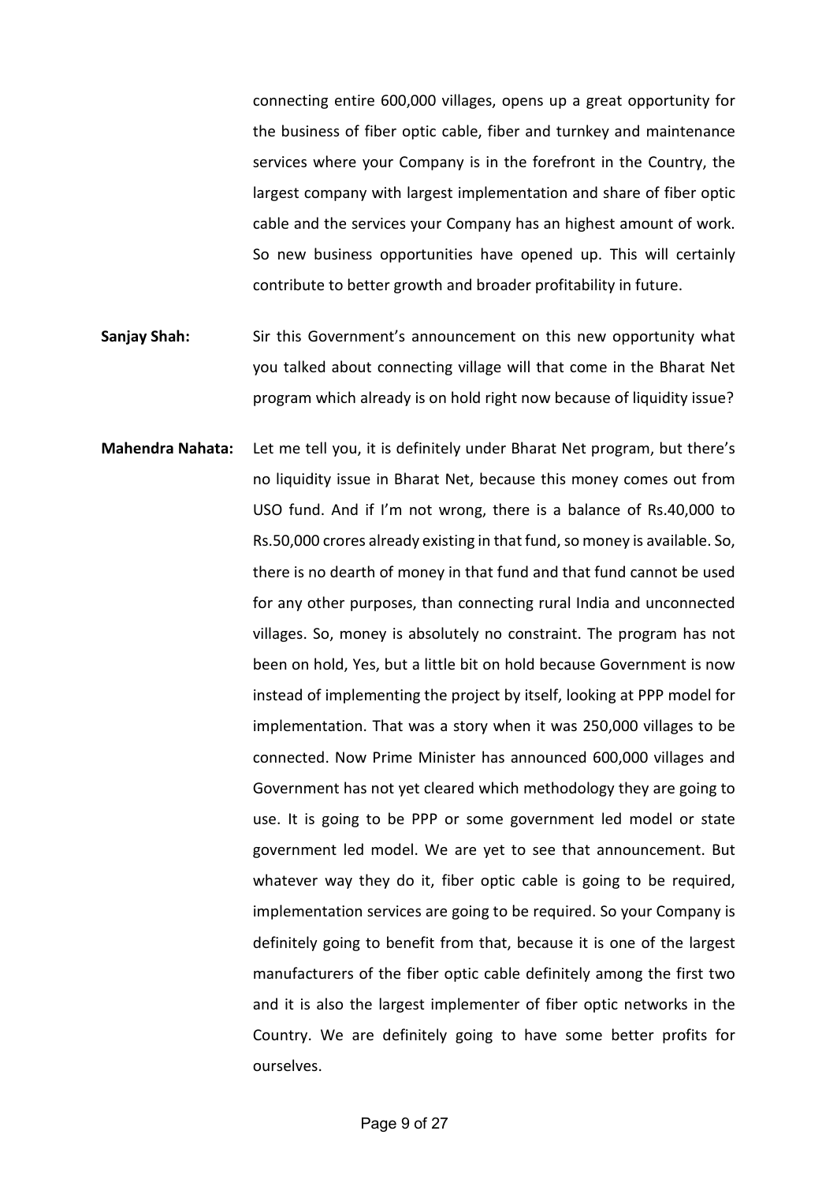connecting entire 600,000 villages, opens up a great opportunity for the business of fiber optic cable, fiber and turnkey and maintenance services where your Company is in the forefront in the Country, the largest company with largest implementation and share of fiber optic cable and the services your Company has an highest amount of work. So new business opportunities have opened up. This will certainly contribute to better growth and broader profitability in future.

**Sanjay Shah:** Sir this Government's announcement on this new opportunity what you talked about connecting village will that come in the Bharat Net program which already is on hold right now because of liquidity issue?

**Mahendra Nahata:** Let me tell you, it is definitely under Bharat Net program, but there's no liquidity issue in Bharat Net, because this money comes out from USO fund. And if I'm not wrong, there is a balance of Rs.40,000 to Rs.50,000 crores already existing in that fund, so money is available. So, there is no dearth of money in that fund and that fund cannot be used for any other purposes, than connecting rural India and unconnected villages. So, money is absolutely no constraint. The program has not been on hold, Yes, but a little bit on hold because Government is now instead of implementing the project by itself, looking at PPP model for implementation. That was a story when it was 250,000 villages to be connected. Now Prime Minister has announced 600,000 villages and Government has not yet cleared which methodology they are going to use. It is going to be PPP or some government led model or state government led model. We are yet to see that announcement. But whatever way they do it, fiber optic cable is going to be required, implementation services are going to be required. So your Company is definitely going to benefit from that, because it is one of the largest manufacturers of the fiber optic cable definitely among the first two and it is also the largest implementer of fiber optic networks in the Country. We are definitely going to have some better profits for ourselves.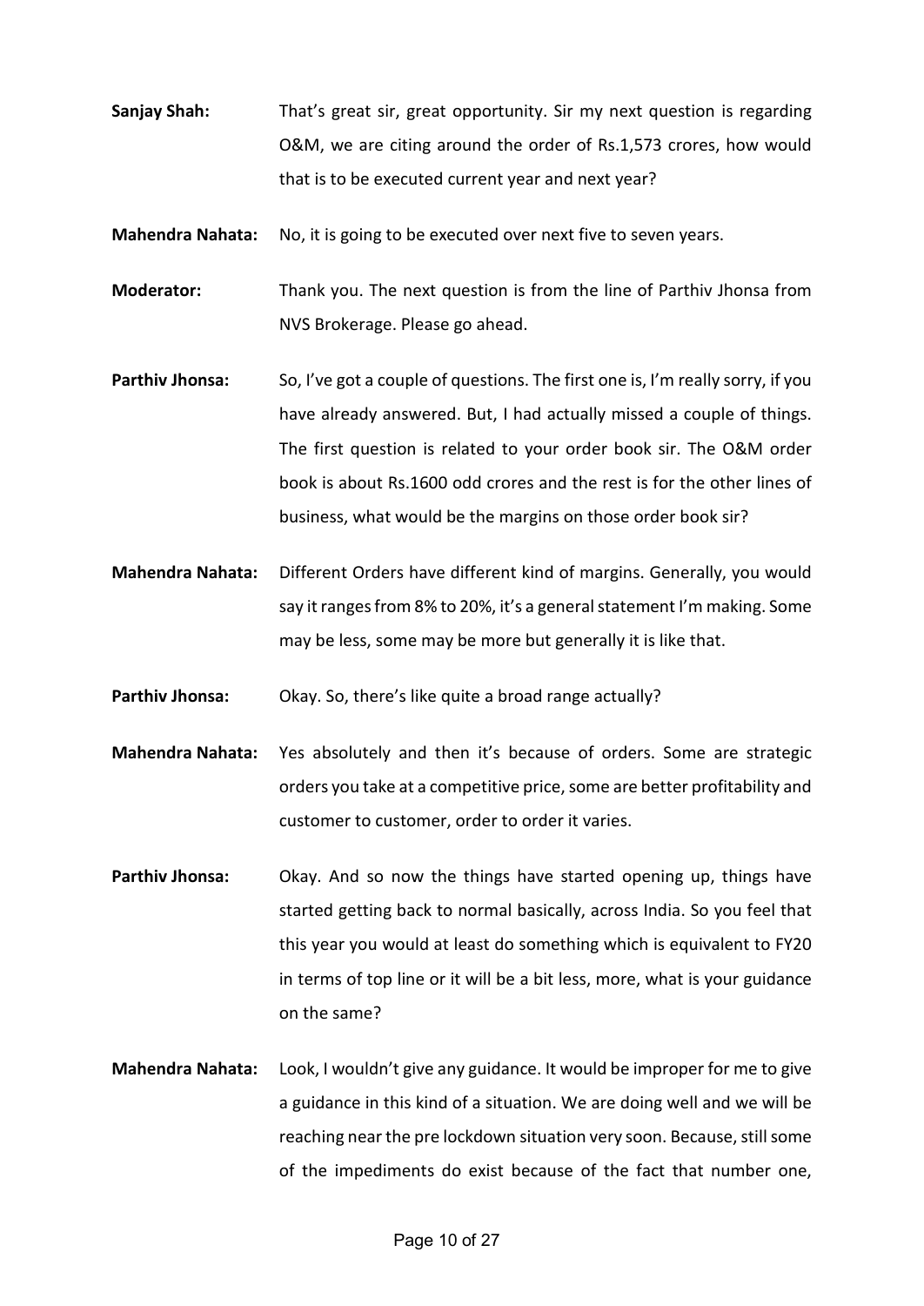**Sanjay Shah:** That's great sir, great opportunity. Sir my next question is regarding O&M, we are citing around the order of Rs.1,573 crores, how would that is to be executed current year and next year?

**Mahendra Nahata:** No, it is going to be executed over next five to seven years.

**Moderator:** Thank you. The next question is from the line of Parthiv Jhonsa from NVS Brokerage. Please go ahead.

**Parthiv Jhonsa:** So, I've got a couple of questions. The first one is, I'm really sorry, if you have already answered. But, I had actually missed a couple of things. The first question is related to your order book sir. The O&M order book is about Rs.1600 odd crores and the rest is for the other lines of business, what would be the margins on those order book sir?

**Mahendra Nahata:** Different Orders have different kind of margins. Generally, you would say it ranges from 8% to 20%, it's a general statement I'm making. Some may be less, some may be more but generally it is like that.

**Parthiv Jhonsa:** Okay. So, there's like quite a broad range actually?

**Mahendra Nahata:** Yes absolutely and then it's because of orders. Some are strategic orders you take at a competitive price, some are better profitability and customer to customer, order to order it varies.

**Parthiv Jhonsa:** Okay. And so now the things have started opening up, things have started getting back to normal basically, across India. So you feel that this year you would at least do something which is equivalent to FY20 in terms of top line or it will be a bit less, more, what is your guidance on the same?

**Mahendra Nahata:** Look, I wouldn't give any guidance. It would be improper for me to give a guidance in this kind of a situation. We are doing well and we will be reaching near the pre lockdown situation very soon. Because, still some of the impediments do exist because of the fact that number one,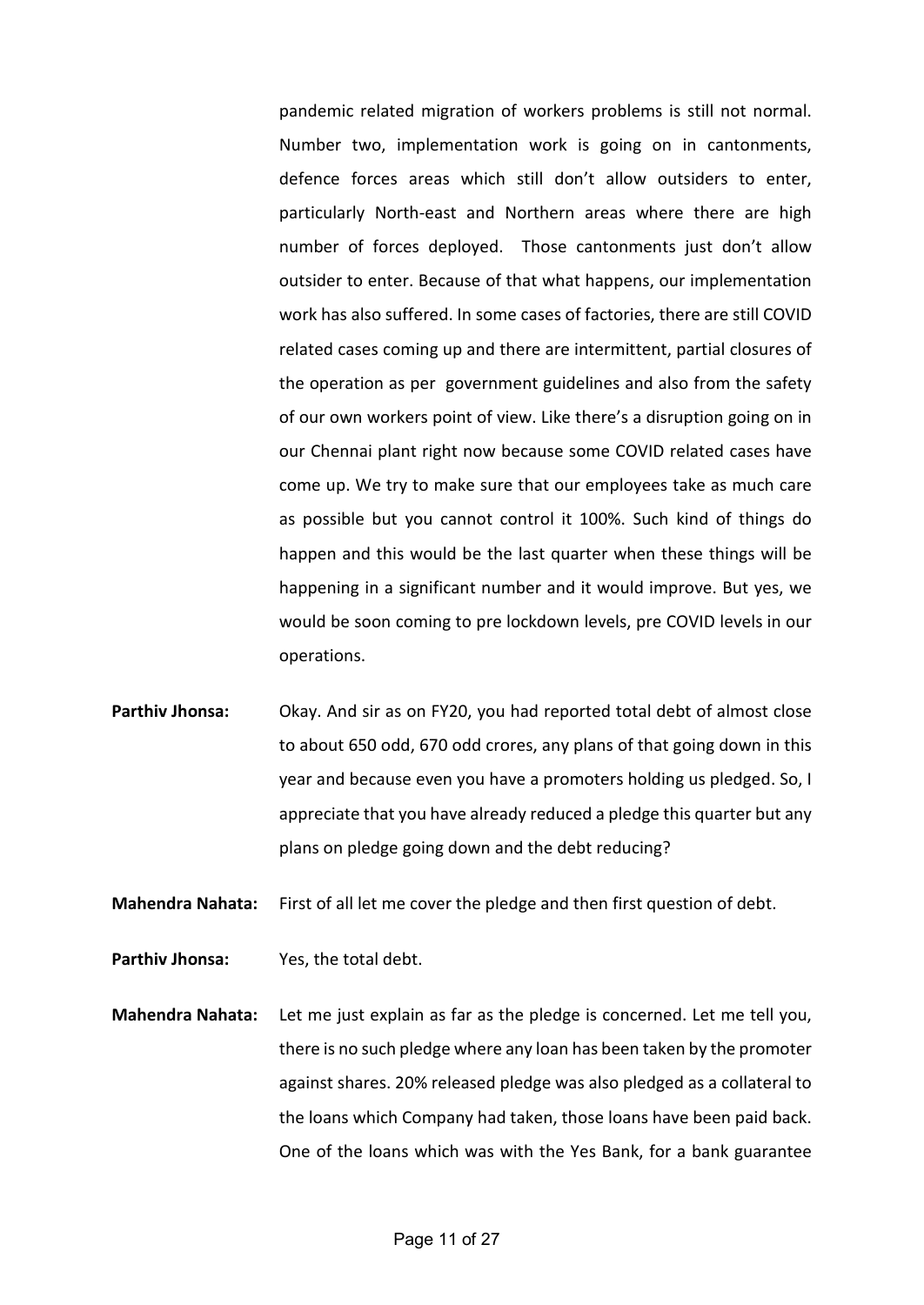pandemic related migration of workers problems is still not normal. Number two, implementation work is going on in cantonments, defence forces areas which still don't allow outsiders to enter, particularly North-east and Northern areas where there are high number of forces deployed. Those cantonments just don't allow outsider to enter. Because of that what happens, our implementation work has also suffered. In some cases of factories, there are still COVID related cases coming up and there are intermittent, partial closures of the operation as per government guidelines and also from the safety of our own workers point of view. Like there's a disruption going on in our Chennai plant right now because some COVID related cases have come up. We try to make sure that our employees take as much care as possible but you cannot control it 100%. Such kind of things do happen and this would be the last quarter when these things will be happening in a significant number and it would improve. But yes, we would be soon coming to pre lockdown levels, pre COVID levels in our operations.

**Parthiv Jhonsa:** Okay. And sir as on FY20, you had reported total debt of almost close to about 650 odd, 670 odd crores, any plans of that going down in this year and because even you have a promoters holding us pledged. So, I appreciate that you have already reduced a pledge this quarter but any plans on pledge going down and the debt reducing?

**Mahendra Nahata:** First of all let me cover the pledge and then first question of debt.

**Parthiv Jhonsa:** Yes, the total debt.

**Mahendra Nahata:** Let me just explain as far as the pledge is concerned. Let me tell you, there is no such pledge where any loan has been taken by the promoter against shares. 20% released pledge was also pledged as a collateral to the loans which Company had taken, those loans have been paid back. One of the loans which was with the Yes Bank, for a bank guarantee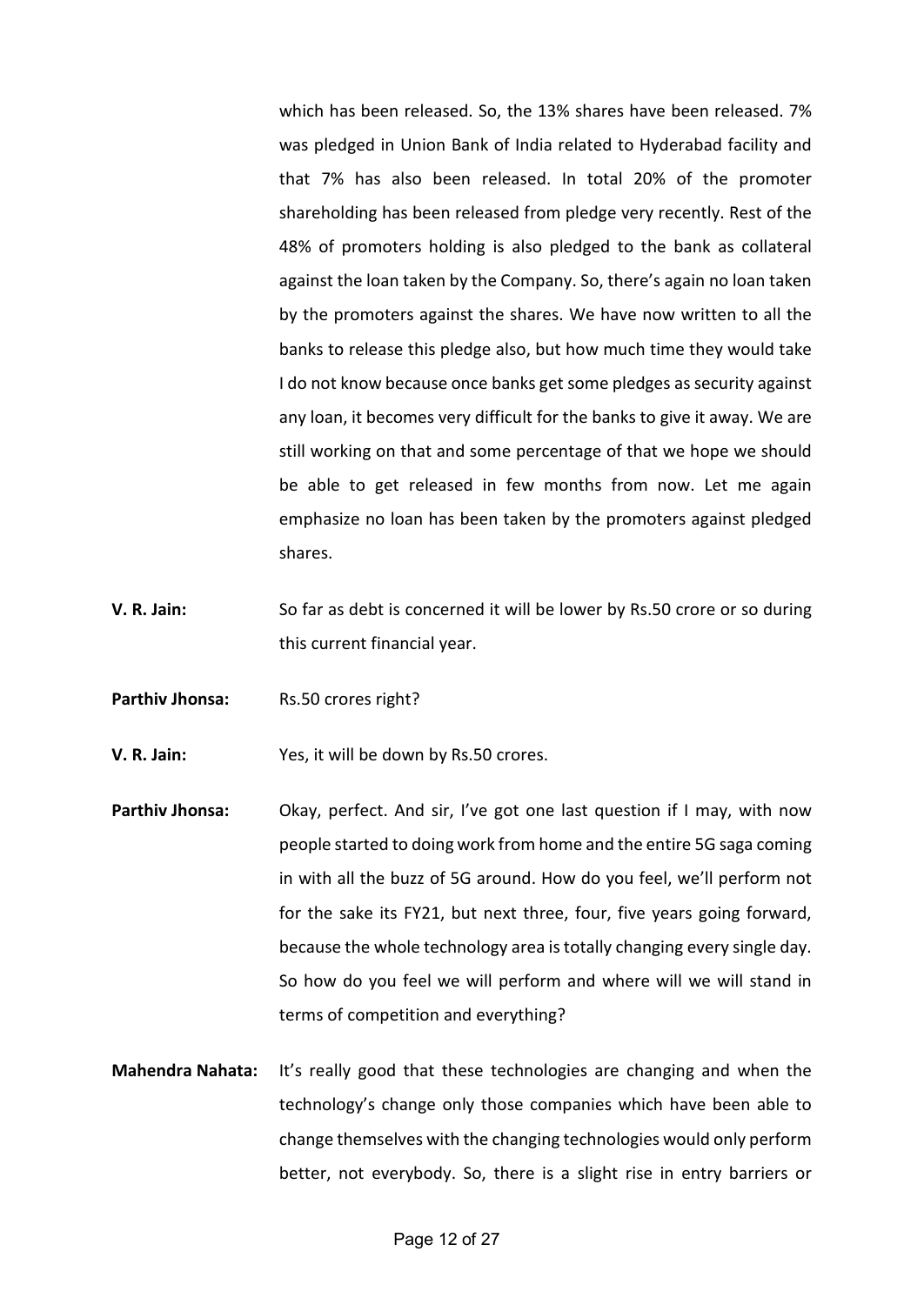which has been released. So, the 13% shares have been released. 7% was pledged in Union Bank of India related to Hyderabad facility and that 7% has also been released. In total 20% of the promoter shareholding has been released from pledge very recently. Rest of the 48% of promoters holding is also pledged to the bank as collateral against the loan taken by the Company. So, there's again no loan taken by the promoters against the shares. We have now written to all the banks to release this pledge also, but how much time they would take I do not know because once banks get some pledges as security against any loan, it becomes very difficult for the banks to give it away. We are still working on that and some percentage of that we hope we should be able to get released in few months from now. Let me again emphasize no loan has been taken by the promoters against pledged shares.

**V. R. Jain:** So far as debt is concerned it will be lower by Rs.50 crore or so during this current financial year.

**Parthiv Jhonsa:** Rs.50 crores right?

**V. R. Jain:** Yes, it will be down by Rs.50 crores.

**Parthiv Jhonsa:** Okay, perfect. And sir, I've got one last question if I may, with now people started to doing work from home and the entire 5G saga coming in with all the buzz of 5G around. How do you feel, we'll perform not for the sake its FY21, but next three, four, five years going forward, because the whole technology area is totally changing every single day. So how do you feel we will perform and where will we will stand in terms of competition and everything?

**Mahendra Nahata:** It's really good that these technologies are changing and when the technology's change only those companies which have been able to change themselves with the changing technologies would only perform better, not everybody. So, there is a slight rise in entry barriers or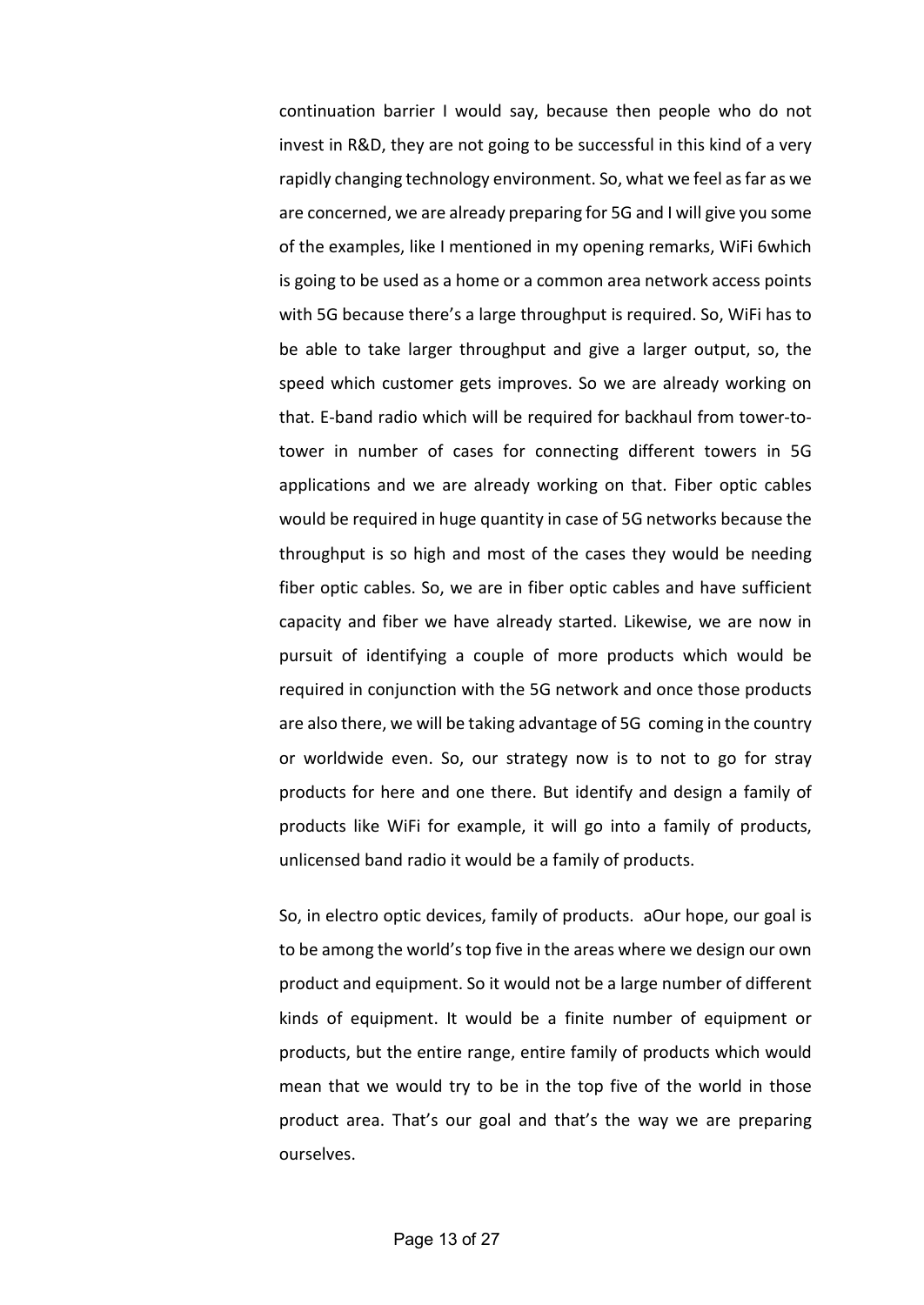continuation barrier I would say, because then people who do not invest in R&D, they are not going to be successful in this kind of a very rapidly changing technology environment. So, what we feel as far as we are concerned, we are already preparing for 5G and I will give you some of the examples, like I mentioned in my opening remarks, WiFi 6which is going to be used as a home or a common area network access points with 5G because there's a large throughput is required. So, WiFi has to be able to take larger throughput and give a larger output, so, the speed which customer gets improves. So we are already working on that. E-band radio which will be required for backhaul from tower-to-tower in number of cases for connecting different towers in 5G applications and we are already working on that. Fiber optic cables would be required in huge quantity in case of 5G networks because the throughput is so high and most of the cases they would be needing fiber optic cables. So, we are in fiber optic cables and have sufficient capacity and fiber we have already started. Likewise, we are now in pursuit of identifying a couple of more products which would be required in conjunction with the 5G network and once those products are also there, we will be taking advantage of 5G coming in the country or worldwide even. So, our strategy now is to not to go for stray products for here and one there. But identify and design a family of products like WiFi for example, it will go into a family of products, unlicensed band radio it would be a family of products.

So, in electro optic devices, family of products. aOur hope, our goal is to be among the world's top five in the areas where we design our own product and equipment. So it would not be a large number of different kinds of equipment. It would be a finite number of equipment or products, but the entire range, entire family of products which would mean that we would try to be in the top five of the world in those product area. That's our goal and that's the way we are preparing ourselves.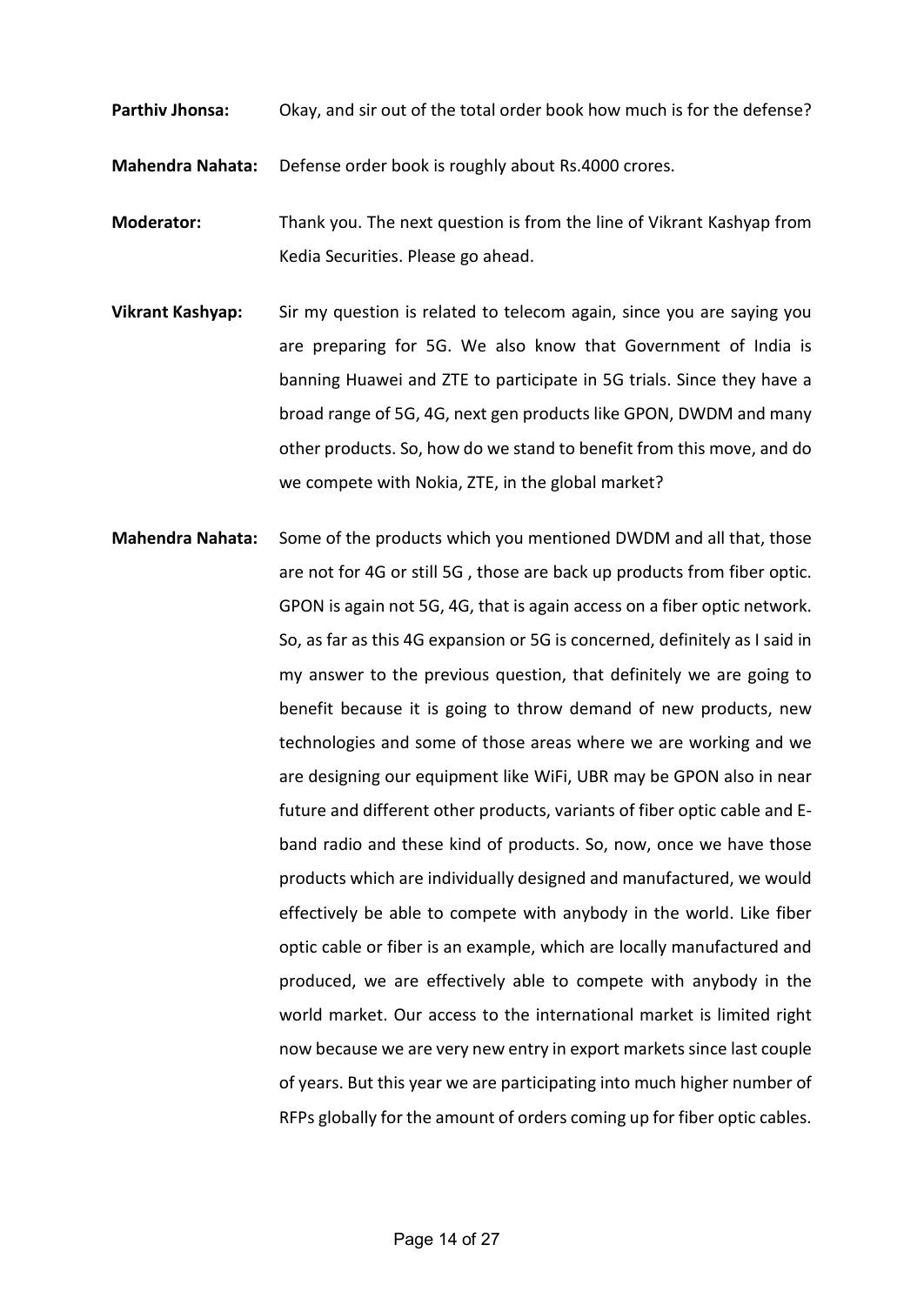**Parthiv Jhonsa:** Okay, and sir out of the total order book how much is for the defense?

**Mahendra Nahata:** Defense order book is roughly about Rs.4000 crores.

**Moderator:** Thank you. The next question is from the line of Vikrant Kashyap from Kedia Securities. Please go ahead.

**Vikrant Kashyap:** Sir my question is related to telecom again, since you are saying you are preparing for 5G. We also know that Government of India is banning Huawei and ZTE to participate in 5G trials. Since they have a broad range of 5G, 4G, next gen products like GPON, DWDM and many other products. So, how do we stand to benefit from this move, and do we compete with Nokia, ZTE, in the global market?

**Mahendra Nahata:** Some of the products which you mentioned DWDM and all that, those are not for 4G or still 5G , those are back up products from fiber optic. GPON is again not 5G, 4G, that is again access on a fiber optic network. So, as far as this 4G expansion or 5G is concerned, definitely as I said in my answer to the previous question, that definitely we are going to benefit because it is going to throw demand of new products, new technologies and some of those areas where we are working and we are designing our equipment like WiFi, UBR may be GPON also in near future and different other products, variants of fiber optic cable and E-band radio and these kind of products. So, now, once we have those products which are individually designed and manufactured, we would effectively be able to compete with anybody in the world. Like fiber optic cable or fiber is an example, which are locally manufactured and produced, we are effectively able to compete with anybody in the world market. Our access to the international market is limited right now because we are very new entry in export markets since last couple of years. But this year we are participating into much higher number of RFPs globally for the amount of orders coming up for fiber optic cables.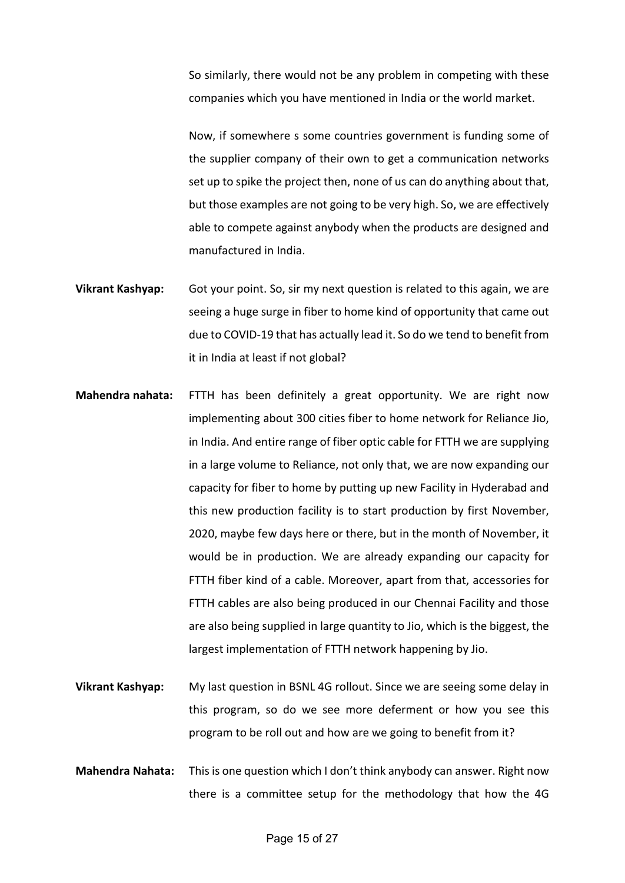So similarly, there would not be any problem in competing with these companies which you have mentioned in India or the world market.

Now, if somewhere s some countries government is funding some of the supplier company of their own to get a communication networks set up to spike the project then, none of us can do anything about that, but those examples are not going to be very high. So, we are effectively able to compete against anybody when the products are designed and manufactured in India.

**Vikrant Kashyap:** Got your point. So, sir my next question is related to this again, we are seeing a huge surge in fiber to home kind of opportunity that came out due to COVID-19 that has actually lead it. So do we tend to benefit from it in India at least if not global?

**Mahendra nahata:** FTTH has been definitely a great opportunity. We are right now implementing about 300 cities fiber to home network for Reliance Jio, in India. And entire range of fiber optic cable for FTTH we are supplying in a large volume to Reliance, not only that, we are now expanding our capacity for fiber to home by putting up new Facility in Hyderabad and this new production facility is to start production by first November, 2020, maybe few days here or there, but in the month of November, it would be in production. We are already expanding our capacity for FTTH fiber kind of a cable. Moreover, apart from that, accessories for FTTH cables are also being produced in our Chennai Facility and those are also being supplied in large quantity to Jio, which is the biggest, the largest implementation of FTTH network happening by Jio.

**Vikrant Kashyap:** My last question in BSNL 4G rollout. Since we are seeing some delay in this program, so do we see more deferment or how you see this program to be roll out and how are we going to benefit from it?

**Mahendra Nahata:** This is one question which I don't think anybody can answer. Right now there is a committee setup for the methodology that how the 4G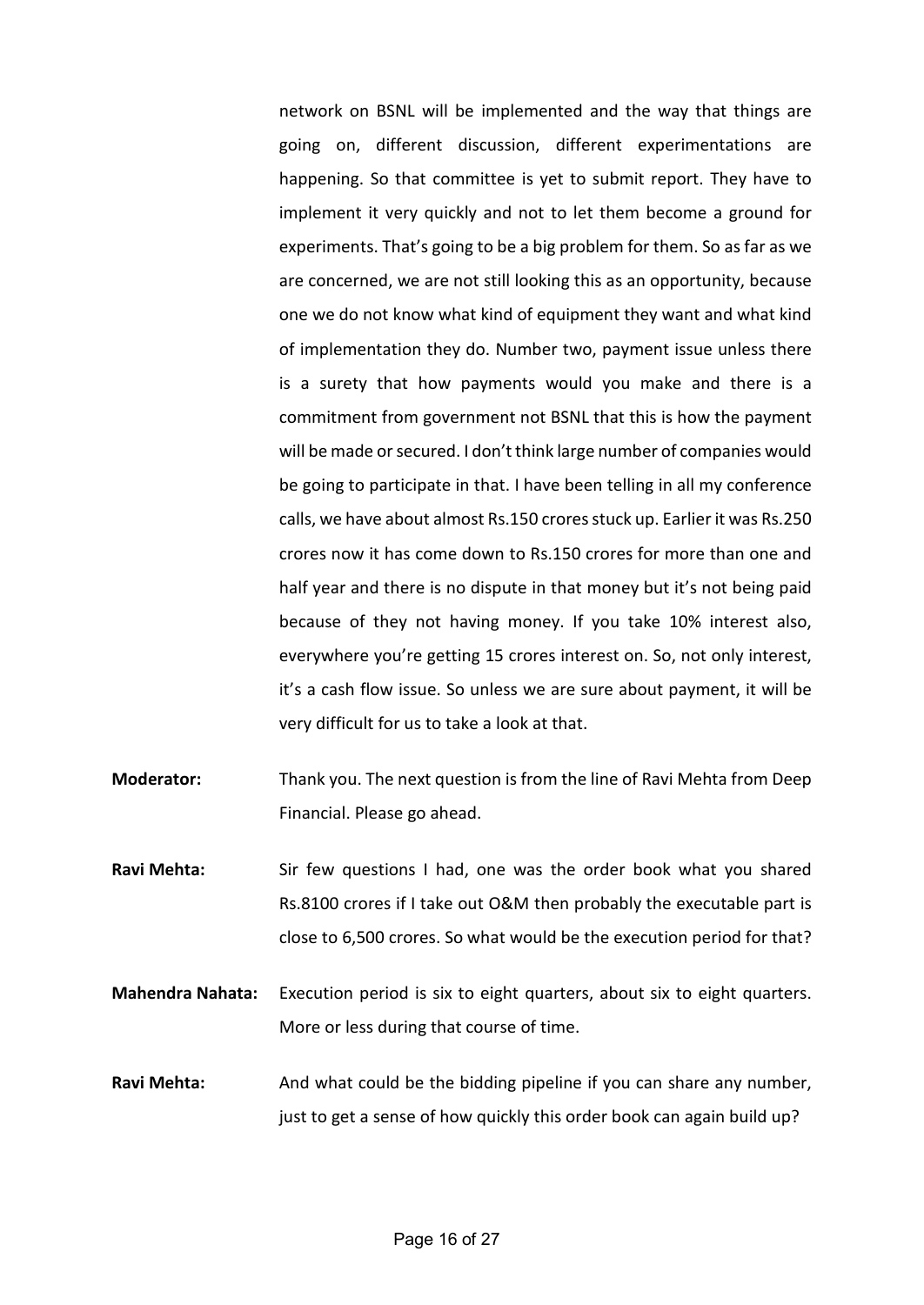network on BSNL will be implemented and the way that things are going on, different discussion, different experimentations are happening. So that committee is yet to submit report. They have to implement it very quickly and not to let them become a ground for experiments. That's going to be a big problem for them. So as far as we are concerned, we are not still looking this as an opportunity, because one we do not know what kind of equipment they want and what kind of implementation they do. Number two, payment issue unless there is a surety that how payments would you make and there is a commitment from government not BSNL that this is how the payment will be made or secured. I don't think large number of companies would be going to participate in that. I have been telling in all my conference calls, we have about almost Rs.150 crores stuck up. Earlier it was Rs.250 crores now it has come down to Rs.150 crores for more than one and half year and there is no dispute in that money but it's not being paid because of they not having money. If you take 10% interest also, everywhere you're getting 15 crores interest on. So, not only interest, it's a cash flow issue. So unless we are sure about payment, it will be very difficult for us to take a look at that.

**Moderator:** Thank you. The next question is from the line of Ravi Mehta from Deep Financial. Please go ahead.

**Ravi Mehta:** Sir few questions I had, one was the order book what you shared Rs.8100 crores if I take out O&M then probably the executable part is close to 6,500 crores. So what would be the execution period for that?

**Mahendra Nahata:** Execution period is six to eight quarters, about six to eight quarters. More or less during that course of time.

**Ravi Mehta:** And what could be the bidding pipeline if you can share any number, just to get a sense of how quickly this order book can again build up?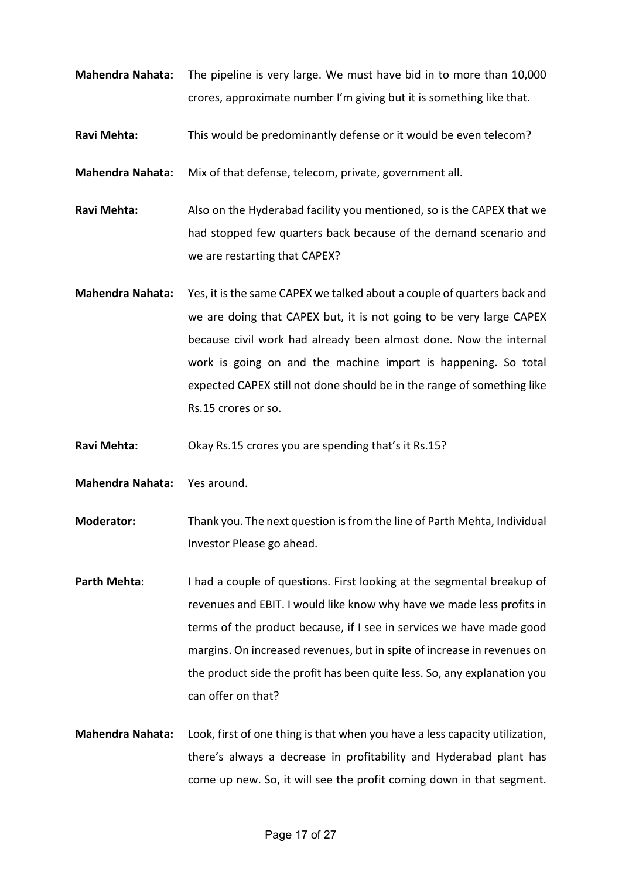**Mahendra Nahata:** The pipeline is very large. We must have bid in to more than 10,000 crores, approximate number I'm giving but it is something like that.

**Ravi Mehta:** This would be predominantly defense or it would be even telecom?

**Mahendra Nahata:** Mix of that defense, telecom, private, government all.

**Ravi Mehta:** Also on the Hyderabad facility you mentioned, so is the CAPEX that we had stopped few quarters back because of the demand scenario and we are restarting that CAPEX?

**Mahendra Nahata:** Yes, it is the same CAPEX we talked about a couple of quarters back and we are doing that CAPEX but, it is not going to be very large CAPEX because civil work had already been almost done. Now the internal work is going on and the machine import is happening. So total expected CAPEX still not done should be in the range of something like Rs.15 crores or so.

**Ravi Mehta:** Okay Rs.15 crores you are spending that's it Rs.15?

**Mahendra Nahata:** Yes around.

**Moderator:** Thank you. The next question is from the line of Parth Mehta, Individual Investor Please go ahead.

**Parth Mehta:** I had a couple of questions. First looking at the segmental breakup of revenues and EBIT. I would like know why have we made less profits in terms of the product because, if I see in services we have made good margins. On increased revenues, but in spite of increase in revenues on the product side the profit has been quite less. So, any explanation you can offer on that?

**Mahendra Nahata:** Look, first of one thing is that when you have a less capacity utilization, there's always a decrease in profitability and Hyderabad plant has come up new. So, it will see the profit coming down in that segment.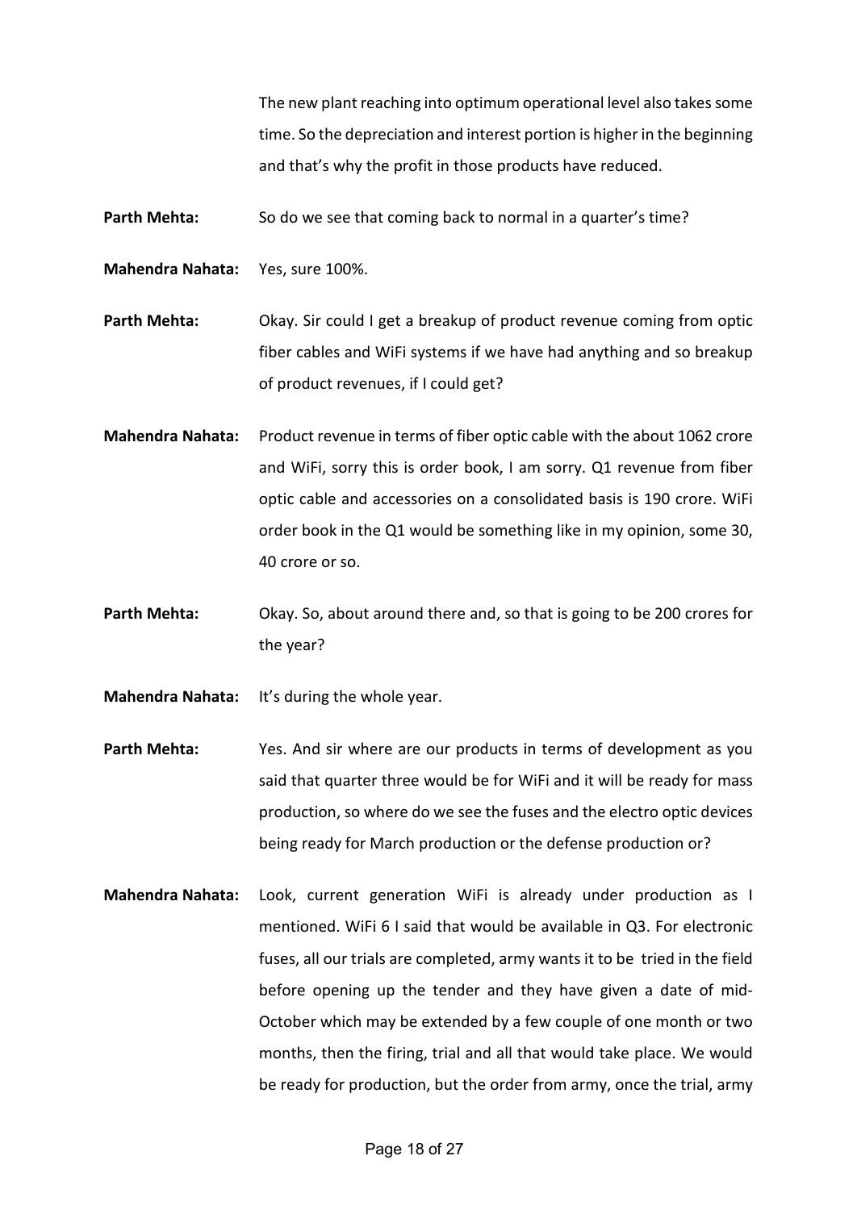The new plant reaching into optimum operational level also takes some time. So the depreciation and interest portion is higher in the beginning and that's why the profit in those products have reduced.

**Parth Mehta:** So do we see that coming back to normal in a quarter's time?

**Mahendra Nahata:** Yes, sure 100%.

**Parth Mehta:** Okay. Sir could I get a breakup of product revenue coming from optic fiber cables and WiFi systems if we have had anything and so breakup of product revenues, if I could get?

**Mahendra Nahata:** Product revenue in terms of fiber optic cable with the about 1062 crore and WiFi, sorry this is order book, I am sorry. Q1 revenue from fiber optic cable and accessories on a consolidated basis is 190 crore. WiFi order book in the Q1 would be something like in my opinion, some 30, 40 crore or so.

**Parth Mehta:** Okay. So, about around there and, so that is going to be 200 crores for the year?

**Mahendra Nahata:** It's during the whole year.

**Parth Mehta:** Yes. And sir where are our products in terms of development as you said that quarter three would be for WiFi and it will be ready for mass production, so where do we see the fuses and the electro optic devices being ready for March production or the defense production or?

**Mahendra Nahata:** Look, current generation WiFi is already under production as I mentioned. WiFi 6 I said that would be available in Q3. For electronic fuses, all our trials are completed, army wants it to be tried in the field before opening up the tender and they have given a date of mid-October which may be extended by a few couple of one month or two months, then the firing, trial and all that would take place. We would be ready for production, but the order from army, once the trial, army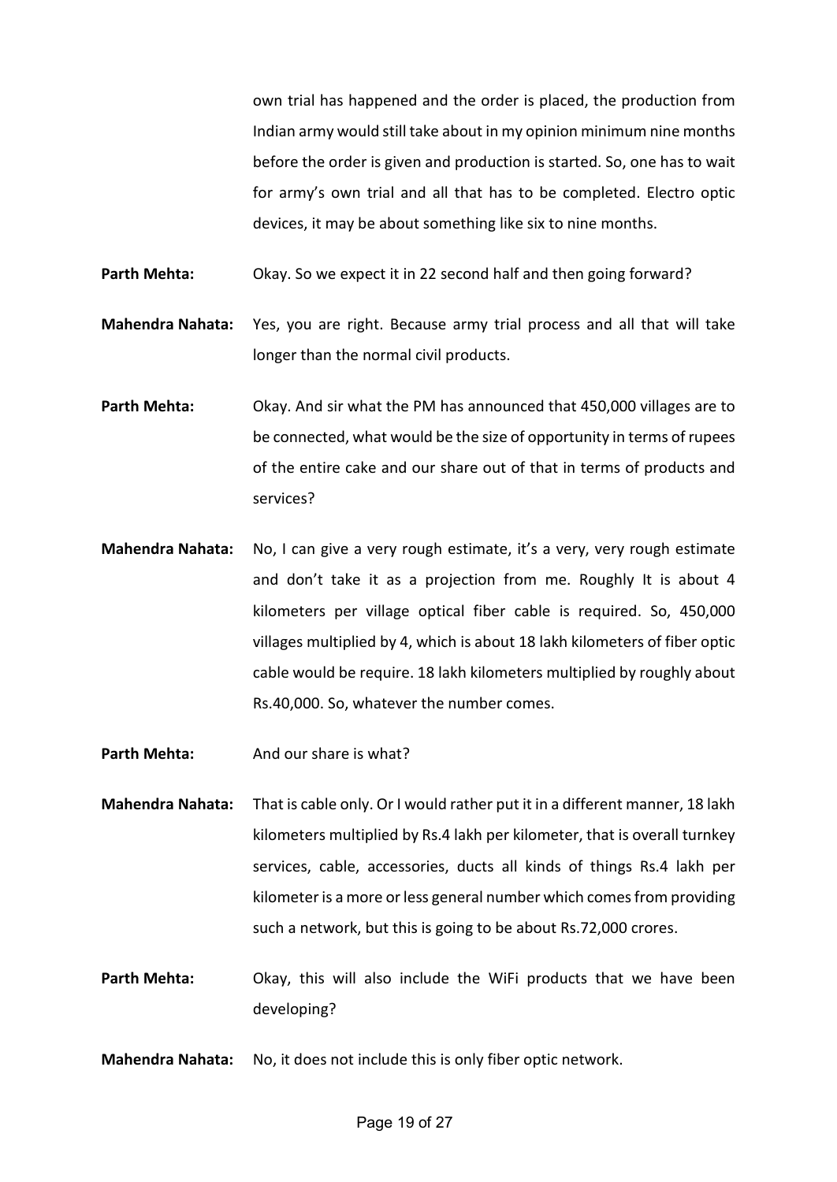own trial has happened and the order is placed, the production from Indian army would still take about in my opinion minimum nine months before the order is given and production is started. So, one has to wait for army's own trial and all that has to be completed. Electro optic devices, it may be about something like six to nine months.

**Parth Mehta:** Okay. So we expect it in 22 second half and then going forward?

**Mahendra Nahata:** Yes, you are right. Because army trial process and all that will take longer than the normal civil products.

**Parth Mehta:** Okay. And sir what the PM has announced that 450,000 villages are to be connected, what would be the size of opportunity in terms of rupees of the entire cake and our share out of that in terms of products and services?

**Mahendra Nahata:** No, I can give a very rough estimate, it's a very, very rough estimate and don't take it as a projection from me. Roughly It is about 4 kilometers per village optical fiber cable is required. So, 450,000 villages multiplied by 4, which is about 18 lakh kilometers of fiber optic cable would be require. 18 lakh kilometers multiplied by roughly about Rs.40,000. So, whatever the number comes.

**Parth Mehta:** And our share is what?

**Mahendra Nahata:** That is cable only. Or I would rather put it in a different manner, 18 lakh kilometers multiplied by Rs.4 lakh per kilometer, that is overall turnkey services, cable, accessories, ducts all kinds of things Rs.4 lakh per kilometer is a more or less general number which comes from providing such a network, but this is going to be about Rs.72,000 crores.

**Parth Mehta:** Okay, this will also include the WiFi products that we have been developing?

**Mahendra Nahata:** No, it does not include this is only fiber optic network.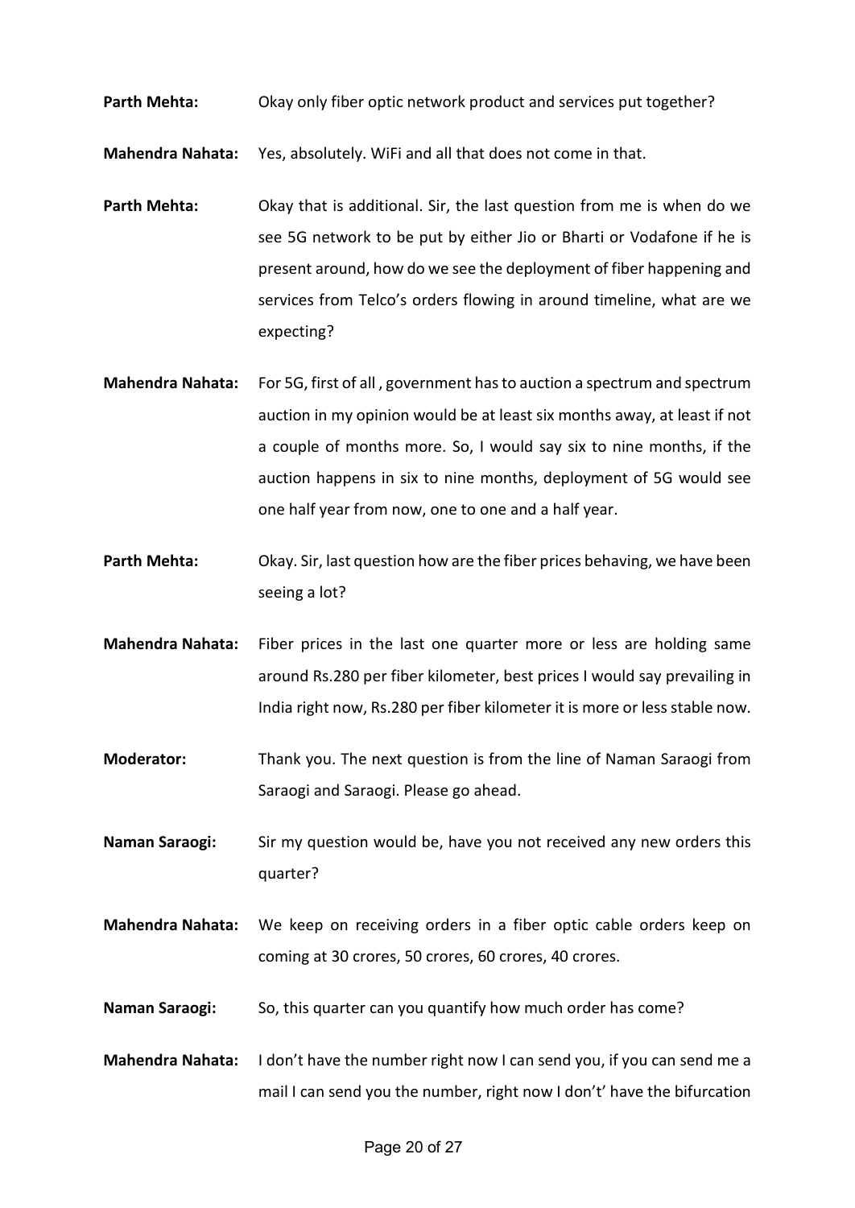**Parth Mehta:** Okay only fiber optic network product and services put together?

**Mahendra Nahata:** Yes, absolutely. WiFi and all that does not come in that.

**Parth Mehta:** Okay that is additional. Sir, the last question from me is when do we see 5G network to be put by either Jio or Bharti or Vodafone if he is present around, how do we see the deployment of fiber happening and services from Telco's orders flowing in around timeline, what are we expecting?

**Mahendra Nahata:** For 5G, first of all , government has to auction a spectrum and spectrum auction in my opinion would be at least six months away, at least if not a couple of months more. So, I would say six to nine months, if the auction happens in six to nine months, deployment of 5G would see one half year from now, one to one and a half year.

**Parth Mehta:** Okay. Sir, last question how are the fiber prices behaving, we have been seeing a lot?

**Mahendra Nahata:** Fiber prices in the last one quarter more or less are holding same around Rs.280 per fiber kilometer, best prices I would say prevailing in India right now, Rs.280 per fiber kilometer it is more or less stable now.

**Moderator:** Thank you. The next question is from the line of Naman Saraogi from Saraogi and Saraogi. Please go ahead.

**Naman Saraogi:** Sir my question would be, have you not received any new orders this quarter?

**Mahendra Nahata:** We keep on receiving orders in a fiber optic cable orders keep on coming at 30 crores, 50 crores, 60 crores, 40 crores.

**Naman Saraogi:** So, this quarter can you quantify how much order has come?

**Mahendra Nahata:** I don't have the number right now I can send you, if you can send me a mail I can send you the number, right now I don't' have the bifurcation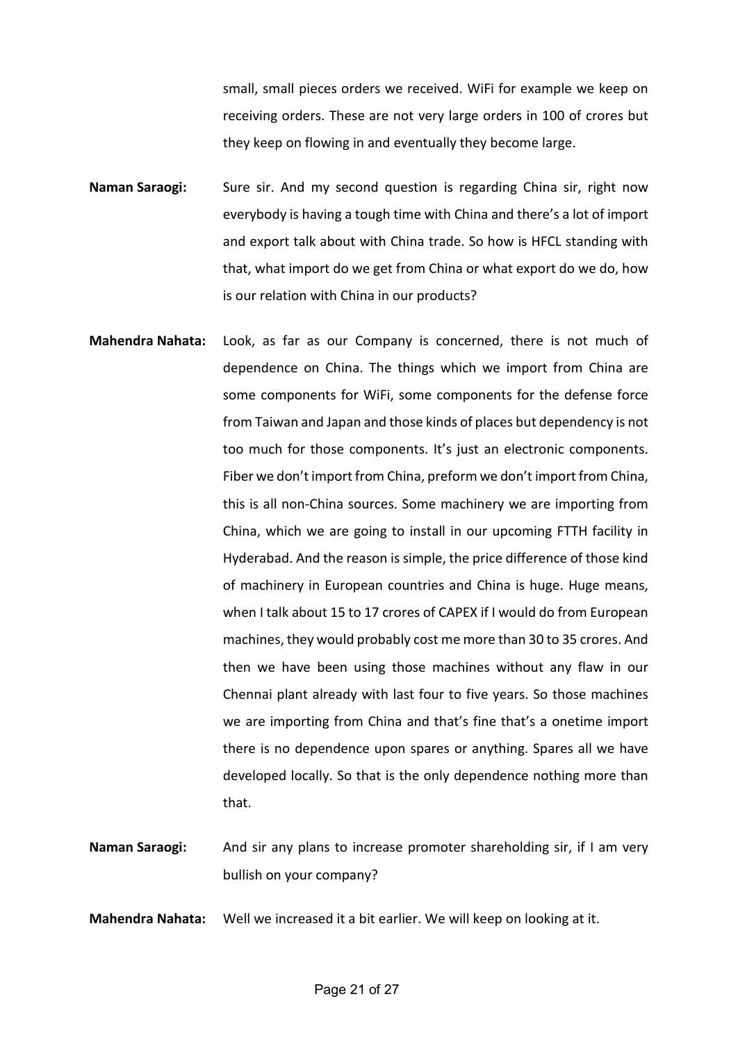small, small pieces orders we received. WiFi for example we keep on receiving orders. These are not very large orders in 100 of crores but they keep on flowing in and eventually they become large.

**Naman Saraogi:** Sure sir. And my second question is regarding China sir, right now everybody is having a tough time with China and there's a lot of import and export talk about with China trade. So how is HFCL standing with that, what import do we get from China or what export do we do, how is our relation with China in our products?

**Mahendra Nahata:** Look, as far as our Company is concerned, there is not much of dependence on China. The things which we import from China are some components for WiFi, some components for the defense force from Taiwan and Japan and those kinds of places but dependency is not too much for those components. It's just an electronic components. Fiber we don't import from China, preform we don't import from China, this is all non-China sources. Some machinery we are importing from China, which we are going to install in our upcoming FTTH facility in Hyderabad. And the reason is simple, the price difference of those kind of machinery in European countries and China is huge. Huge means, when I talk about 15 to 17 crores of CAPEX if I would do from European machines, they would probably cost me more than 30 to 35 crores. And then we have been using those machines without any flaw in our Chennai plant already with last four to five years. So those machines we are importing from China and that's fine that's a onetime import there is no dependence upon spares or anything. Spares all we have developed locally. So that is the only dependence nothing more than that.

**Naman Saraogi:** And sir any plans to increase promoter shareholding sir, if I am very bullish on your company?

**Mahendra Nahata:** Well we increased it a bit earlier. We will keep on looking at it.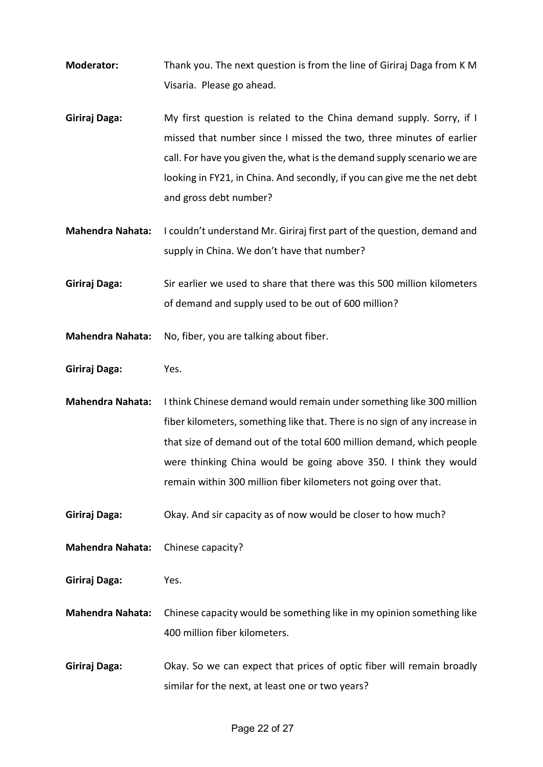**Moderator:** Thank you. The next question is from the line of Giriraj Daga from K M Visaria. Please go ahead.

**Giriraj Daga:** My first question is related to the China demand supply. Sorry, if I missed that number since I missed the two, three minutes of earlier call. For have you given the, what is the demand supply scenario we are looking in FY21, in China. And secondly, if you can give me the net debt and gross debt number?

**Mahendra Nahata:** I couldn't understand Mr. Giriraj first part of the question, demand and supply in China. We don't have that number?

**Giriraj Daga:** Sir earlier we used to share that there was this 500 million kilometers of demand and supply used to be out of 600 million?

**Mahendra Nahata:** No, fiber, you are talking about fiber.

**Giriraj Daga:** Yes.

**Mahendra Nahata:** I think Chinese demand would remain under something like 300 million fiber kilometers, something like that. There is no sign of any increase in that size of demand out of the total 600 million demand, which people were thinking China would be going above 350. I think they would remain within 300 million fiber kilometers not going over that.

**Giriraj Daga:** Okay. And sir capacity as of now would be closer to how much?

**Mahendra Nahata:** Chinese capacity?

**Giriraj Daga:** Yes.

**Mahendra Nahata:** Chinese capacity would be something like in my opinion something like 400 million fiber kilometers.

**Giriraj Daga:** Okay. So we can expect that prices of optic fiber will remain broadly similar for the next, at least one or two years?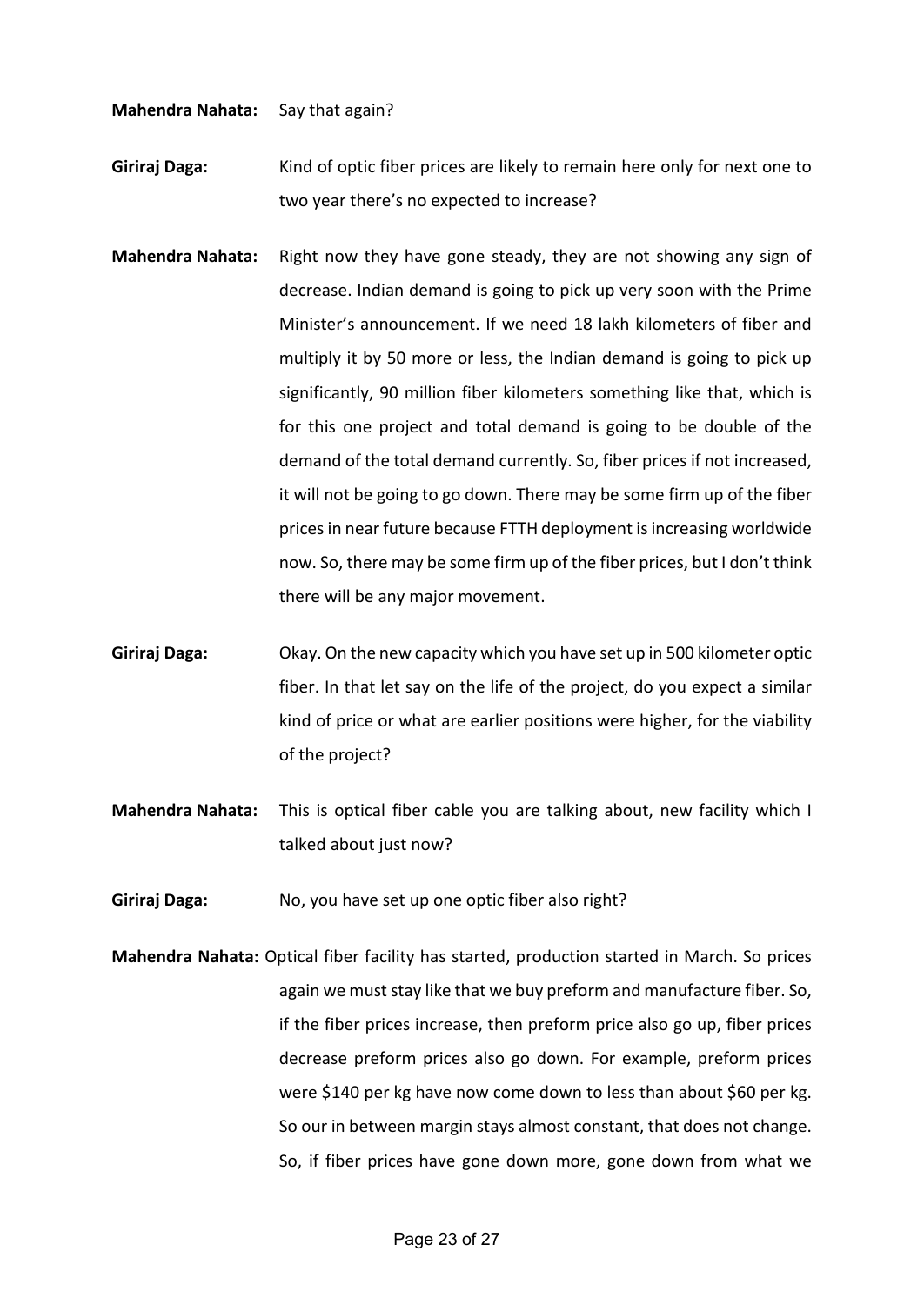**Mahendra Nahata:** Say that again?

**Giriraj Daga:** Kind of optic fiber prices are likely to remain here only for next one to two year there's no expected to increase?

**Mahendra Nahata:** Right now they have gone steady, they are not showing any sign of decrease. Indian demand is going to pick up very soon with the Prime Minister's announcement. If we need 18 lakh kilometers of fiber and multiply it by 50 more or less, the Indian demand is going to pick up significantly, 90 million fiber kilometers something like that, which is for this one project and total demand is going to be double of the demand of the total demand currently. So, fiber prices if not increased, it will not be going to go down. There may be some firm up of the fiber prices in near future because FTTH deployment is increasing worldwide now. So, there may be some firm up of the fiber prices, but I don't think there will be any major movement.

**Giriraj Daga:** Okay. On the new capacity which you have set up in 500 kilometer optic fiber. In that let say on the life of the project, do you expect a similar kind of price or what are earlier positions were higher, for the viability of the project?

**Mahendra Nahata:** This is optical fiber cable you are talking about, new facility which I talked about just now?

**Giriraj Daga:** No, you have set up one optic fiber also right?

**Mahendra Nahata:** Optical fiber facility has started, production started in March. So prices again we must stay like that we buy preform and manufacture fiber. So, if the fiber prices increase, then preform price also go up, fiber prices decrease preform prices also go down. For example, preform prices were $140 per kg have now come down to less than about $60 per kg. So our in between margin stays almost constant, that does not change. So, if fiber prices have gone down more, gone down from what we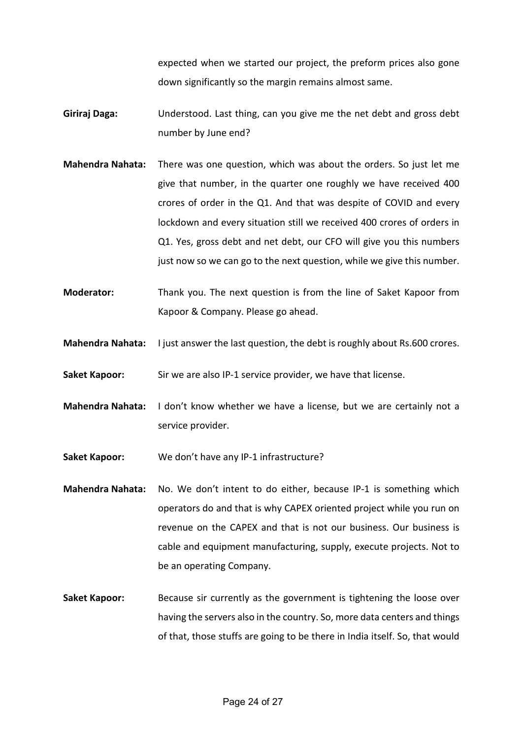expected when we started our project, the preform prices also gone down significantly so the margin remains almost same.

**Giriraj Daga:** Understood. Last thing, can you give me the net debt and gross debt number by June end?

**Mahendra Nahata:** There was one question, which was about the orders. So just let me give that number, in the quarter one roughly we have received 400 crores of order in the Q1. And that was despite of COVID and every lockdown and every situation still we received 400 crores of orders in Q1. Yes, gross debt and net debt, our CFO will give you this numbers just now so we can go to the next question, while we give this number.

**Moderator:** Thank you. The next question is from the line of Saket Kapoor from Kapoor & Company. Please go ahead.

**Mahendra Nahata:** I just answer the last question, the debt is roughly about Rs.600 crores.

**Saket Kapoor:** Sir we are also IP-1 service provider, we have that license.

**Mahendra Nahata:** I don't know whether we have a license, but we are certainly not a service provider.

**Saket Kapoor:** We don't have any IP-1 infrastructure?

**Mahendra Nahata:** No. We don't intent to do either, because IP-1 is something which operators do and that is why CAPEX oriented project while you run on revenue on the CAPEX and that is not our business. Our business is cable and equipment manufacturing, supply, execute projects. Not to be an operating Company.

**Saket Kapoor:** Because sir currently as the government is tightening the loose over having the servers also in the country. So, more data centers and things of that, those stuffs are going to be there in India itself. So, that would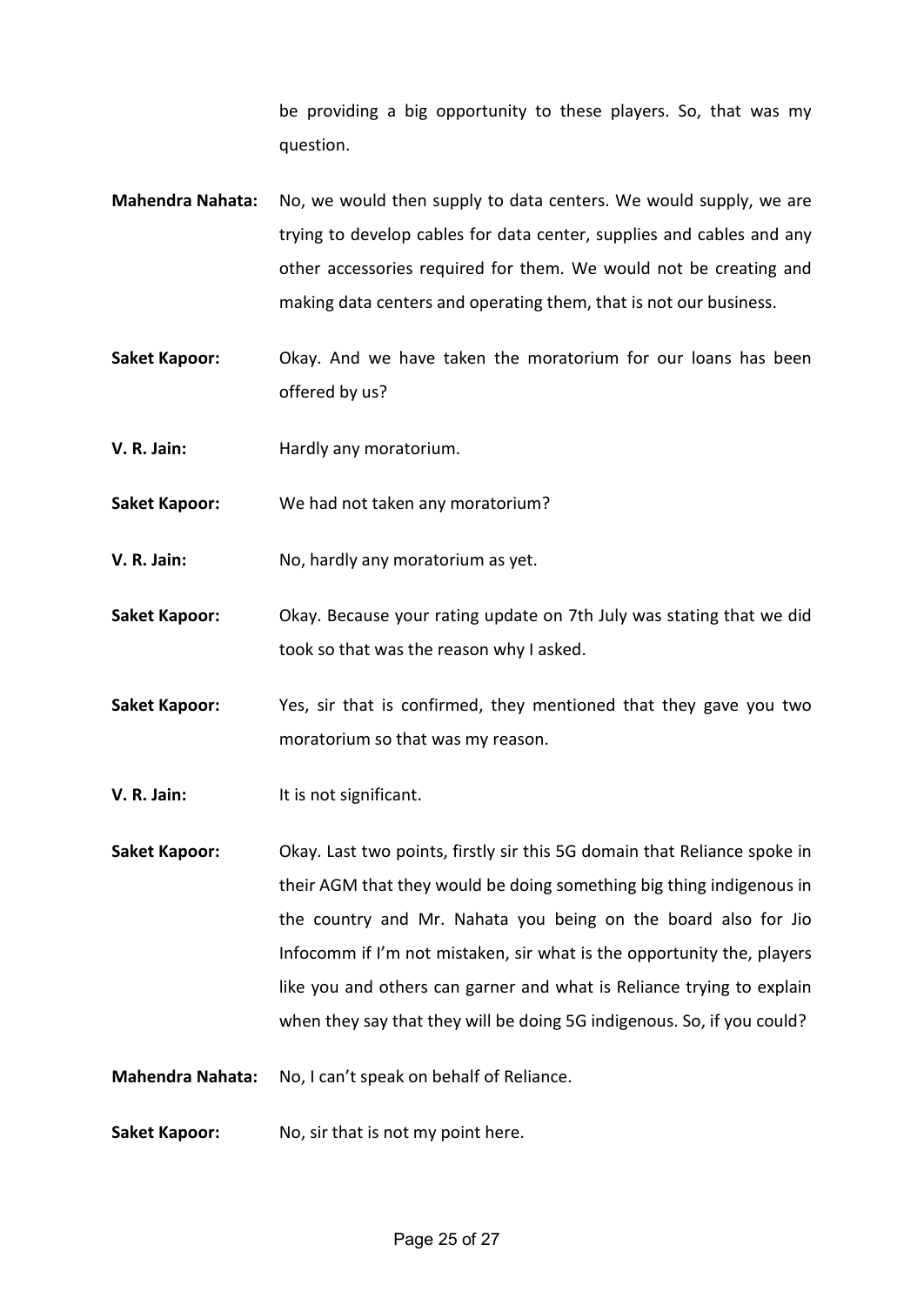be providing a big opportunity to these players. So, that was my question.

**Mahendra Nahata:** No, we would then supply to data centers. We would supply, we are trying to develop cables for data center, supplies and cables and any other accessories required for them. We would not be creating and making data centers and operating them, that is not our business.

**Saket Kapoor:** Okay. And we have taken the moratorium for our loans has been offered by us?

**V. R. Jain:** Hardly any moratorium.

**Saket Kapoor:** We had not taken any moratorium?

**V. R. Jain:** No, hardly any moratorium as yet.

**Saket Kapoor:** Okay. Because your rating update on 7th July was stating that we did took so that was the reason why I asked.

**Saket Kapoor:** Yes, sir that is confirmed, they mentioned that they gave you two moratorium so that was my reason.

**V. R. Jain:** It is not significant.

**Saket Kapoor:** Okay. Last two points, firstly sir this 5G domain that Reliance spoke in their AGM that they would be doing something big thing indigenous in the country and Mr. Nahata you being on the board also for Jio Infocomm if I'm not mistaken, sir what is the opportunity the, players like you and others can garner and what is Reliance trying to explain when they say that they will be doing 5G indigenous. So, if you could?

**Mahendra Nahata:** No, I can't speak on behalf of Reliance.

**Saket Kapoor:** No, sir that is not my point here.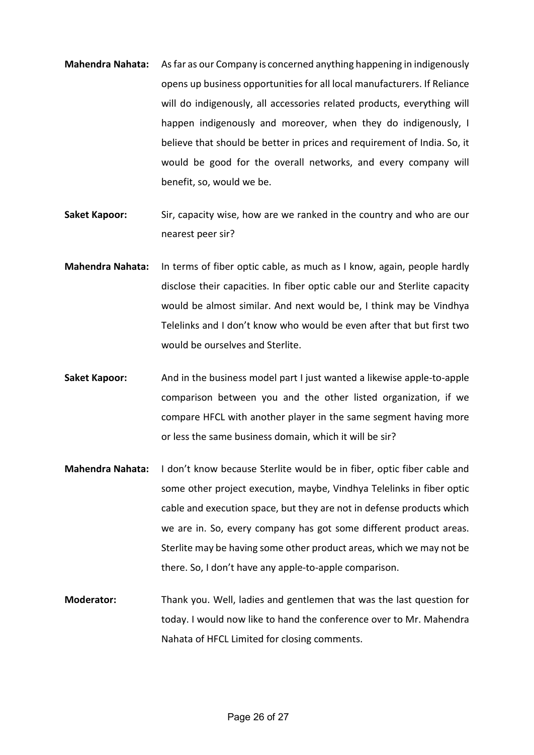**Mahendra Nahata:** As far as our Company is concerned anything happening in indigenously opens up business opportunities for all local manufacturers. If Reliance will do indigenously, all accessories related products, everything will happen indigenously and moreover, when they do indigenously, I believe that should be better in prices and requirement of India. So, it would be good for the overall networks, and every company will benefit, so, would we be.

**Saket Kapoor:** Sir, capacity wise, how are we ranked in the country and who are our nearest peer sir?

**Mahendra Nahata:** In terms of fiber optic cable, as much as I know, again, people hardly disclose their capacities. In fiber optic cable our and Sterlite capacity would be almost similar. And next would be, I think may be Vindhya Telelinks and I don't know who would be even after that but first two would be ourselves and Sterlite.

**Saket Kapoor:** And in the business model part I just wanted a likewise apple-to-apple comparison between you and the other listed organization, if we compare HFCL with another player in the same segment having more or less the same business domain, which it will be sir?

**Mahendra Nahata:** I don't know because Sterlite would be in fiber, optic fiber cable and some other project execution, maybe, Vindhya Telelinks in fiber optic cable and execution space, but they are not in defense products which we are in. So, every company has got some different product areas. Sterlite may be having some other product areas, which we may not be there. So, I don't have any apple-to-apple comparison.

**Moderator:** Thank you. Well, ladies and gentlemen that was the last question for today. I would now like to hand the conference over to Mr. Mahendra Nahata of HFCL Limited for closing comments.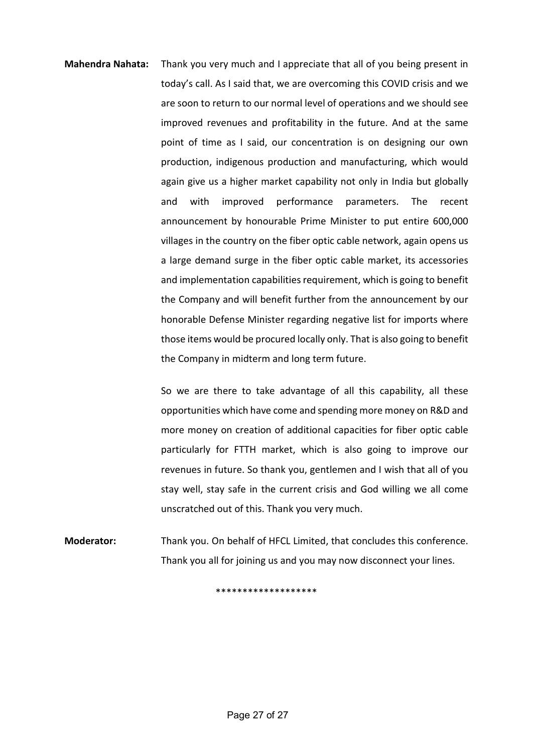**Mahendra Nahata:** Thank you very much and I appreciate that all of you being present in today's call. As I said that, we are overcoming this COVID crisis and we are soon to return to our normal level of operations and we should see improved revenues and profitability in the future. And at the same point of time as I said, our concentration is on designing our own production, indigenous production and manufacturing, which would again give us a higher market capability not only in India but globally and with improved performance parameters. The recent announcement by honourable Prime Minister to put entire 600,000 villages in the country on the fiber optic cable network, again opens us a large demand surge in the fiber optic cable market, its accessories and implementation capabilities requirement, which is going to benefit the Company and will benefit further from the announcement by our honorable Defense Minister regarding negative list for imports where those items would be procured locally only. That is also going to benefit the Company in midterm and long term future.

So we are there to take advantage of all this capability, all these opportunities which have come and spending more money on R&D and more money on creation of additional capacities for fiber optic cable particularly for FTTH market, which is also going to improve our revenues in future. So thank you, gentlemen and I wish that all of you stay well, stay safe in the current crisis and God willing we all come unscratched out of this. Thank you very much.

**Moderator:** Thank you. On behalf of HFCL Limited, that concludes this conference. Thank you all for joining us and you may now disconnect your lines.

*******************